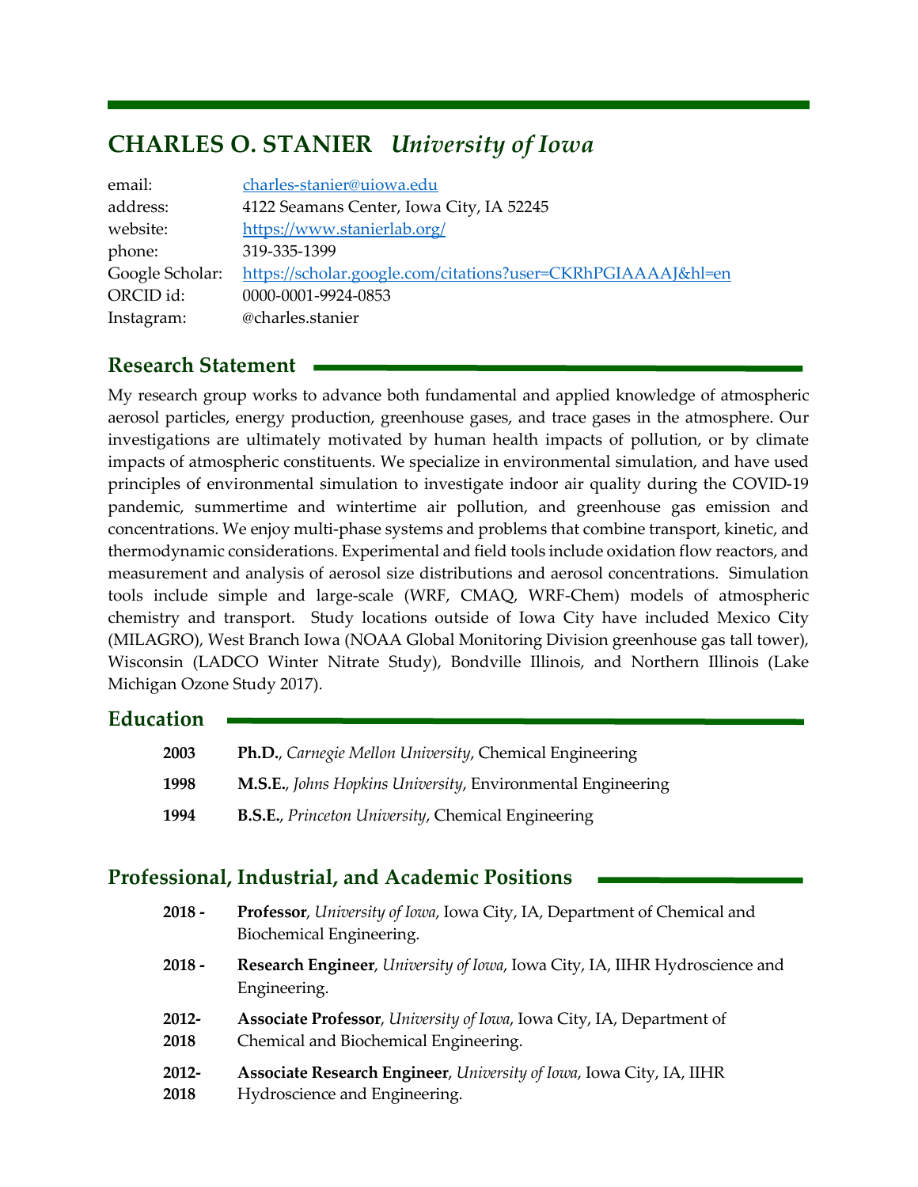# CHARLES O. STANIER *University of Iowa*

| | |
|---|---|
| email: | charles-stanier@uiowa.edu |
| address: | 4122 Seamans Center, Iowa City, IA 52245 |
| website: | https://www.stanierlab.org/ |
| phone: | 319-335-1399 |
| Google Scholar: | https://scholar.google.com/citations?user=CKRhPGIAAAAJ&hl=en |
| ORCID id: | 0000-0001-9924-0853 |
| Instagram: | @charles.stanier |

## Research Statement

My research group works to advance both fundamental and applied knowledge of atmospheric aerosol particles, energy production, greenhouse gases, and trace gases in the atmosphere. Our investigations are ultimately motivated by human health impacts of pollution, or by climate impacts of atmospheric constituents. We specialize in environmental simulation, and have used principles of environmental simulation to investigate indoor air quality during the COVID-19 pandemic, summertime and wintertime air pollution, and greenhouse gas emission and concentrations. We enjoy multi-phase systems and problems that combine transport, kinetic, and thermodynamic considerations. Experimental and field tools include oxidation flow reactors, and measurement and analysis of aerosol size distributions and aerosol concentrations. Simulation tools include simple and large-scale (WRF, CMAQ, WRF-Chem) models of atmospheric chemistry and transport. Study locations outside of Iowa City have included Mexico City (MILAGRO), West Branch Iowa (NOAA Global Monitoring Division greenhouse gas tall tower), Wisconsin (LADCO Winter Nitrate Study), Bondville Illinois, and Northern Illinois (Lake Michigan Ozone Study 2017).

## Education

**1994** **B.S.E.**, *Princeton University*, Chemical Engineering

**2003** **Ph.D.**, *Carnegie Mellon University*, Chemical Engineering

**1998** **M.S.E.**, *Johns Hopkins University*, Environmental Engineering

## Professional, Industrial, and Academic Positions

**2018 -** **Professor**, *University of Iowa*, Iowa City, IA, Department of Chemical and Biochemical Engineering.

**2018 -** **Research Engineer**, *University of Iowa*, Iowa City, IA, IIHR Hydroscience and Engineering.

**2012-2018** **Associate Professor**, *University of Iowa*, Iowa City, IA, Department of Chemical and Biochemical Engineering.

**2012-2018** **Associate Research Engineer**, *University of Iowa*, Iowa City, IA, IIHR Hydroscience and Engineering.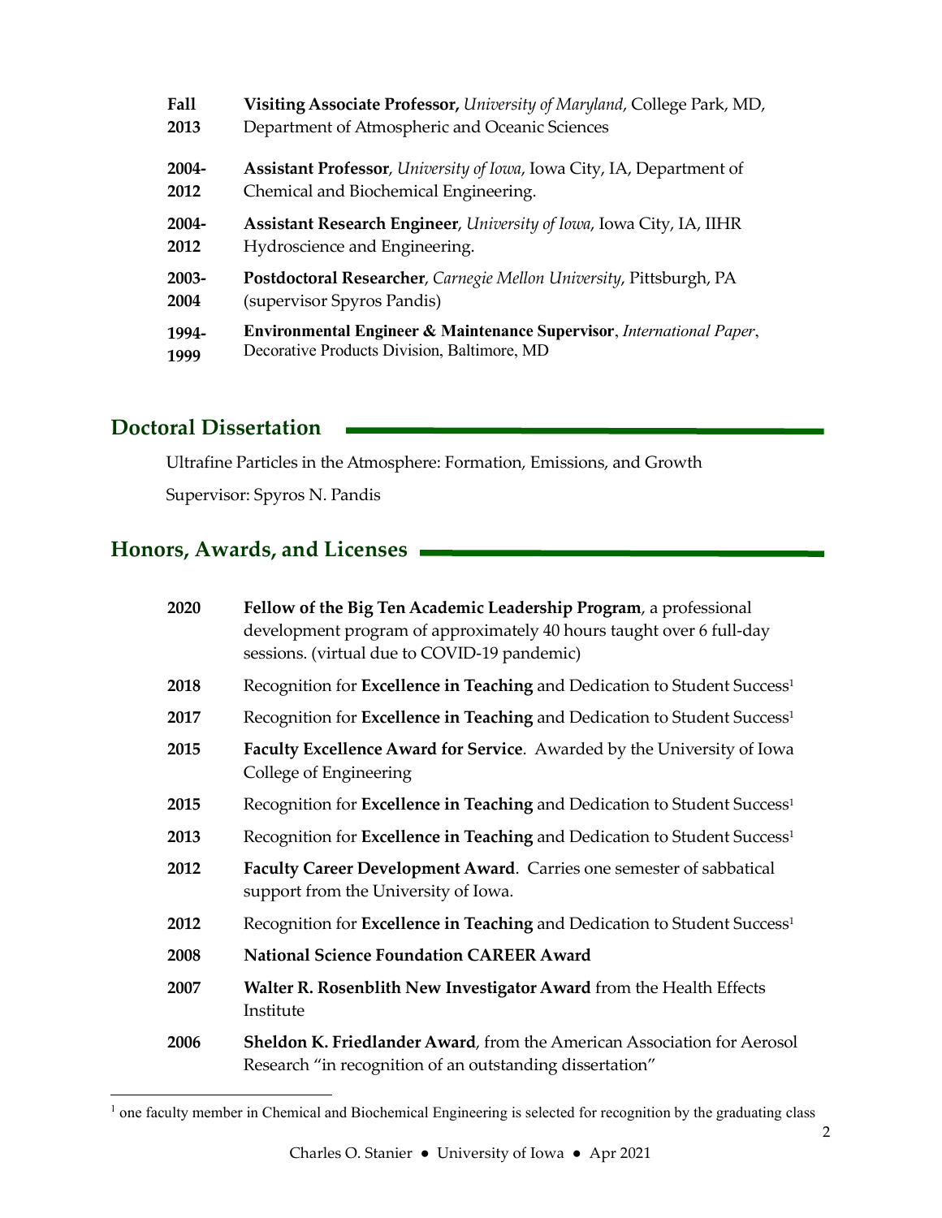| | |
|---|---|
| **Fall 2013** | **Visiting Associate Professor,** *University of Maryland*, College Park, MD, Department of Atmospheric and Oceanic Sciences |
| **2004-2012** | **Assistant Professor**, *University of Iowa*, Iowa City, IA, Department of Chemical and Biochemical Engineering. |
| **2004-2012** | **Assistant Research Engineer**, *University of Iowa*, Iowa City, IA, IIHR Hydroscience and Engineering. |
| **2003-2004** | **Postdoctoral Researcher**, *Carnegie Mellon University*, Pittsburgh, PA (supervisor Spyros Pandis) |
| **1994-1999** | **Environmental Engineer & Maintenance Supervisor**, *International Paper*, Decorative Products Division, Baltimore, MD |

## Doctoral Dissertation

Ultrafine Particles in the Atmosphere: Formation, Emissions, and Growth

Supervisor: Spyros N. Pandis

## Honors, Awards, and Licenses

| | |
|---|---|
| **2020** | **Fellow of the Big Ten Academic Leadership Program**, a professional development program of approximately 40 hours taught over 6 full-day sessions. (virtual due to COVID-19 pandemic) |
| **2018** | Recognition for **Excellence in Teaching** and Dedication to Student Success[1] |
| **2017** | Recognition for **Excellence in Teaching** and Dedication to Student Success[1] |
| **2015** | **Faculty Excellence Award for Service**. Awarded by the University of Iowa College of Engineering |
| **2015** | Recognition for **Excellence in Teaching** and Dedication to Student Success[1] |
| **2013** | Recognition for **Excellence in Teaching** and Dedication to Student Success[1] |
| **2012** | **Faculty Career Development Award**. Carries one semester of sabbatical support from the University of Iowa. |
| **2012** | Recognition for **Excellence in Teaching** and Dedication to Student Success[1] |
| **2008** | **National Science Foundation CAREER Award** |
| **2007** | **Walter R. Rosenblith New Investigator Award** from the Health Effects Institute |
| **2006** | **Sheldon K. Friedlander Award**, from the American Association for Aerosol Research "in recognition of an outstanding dissertation" |

[1] one faculty member in Chemical and Biochemical Engineering is selected for recognition by the graduating class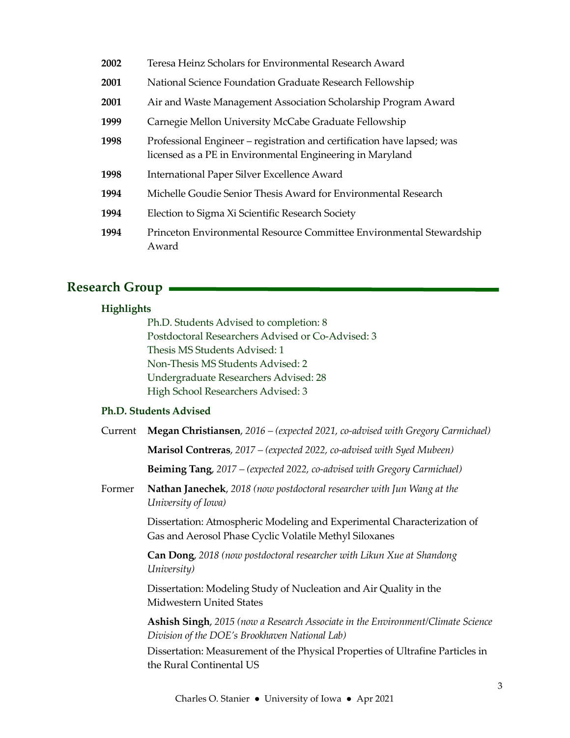**2002** Teresa Heinz Scholars for Environmental Research Award

**2001** National Science Foundation Graduate Research Fellowship

**2001** Air and Waste Management Association Scholarship Program Award

**1999** Carnegie Mellon University McCabe Graduate Fellowship

**1998** Professional Engineer – registration and certification have lapsed; was licensed as a PE in Environmental Engineering in Maryland

**1998** International Paper Silver Excellence Award

**1994** Michelle Goudie Senior Thesis Award for Environmental Research

**1994** Election to Sigma Xi Scientific Research Society

**1994** Princeton Environmental Resource Committee Environmental Stewardship Award

## Research Group

### Highlights

Ph.D. Students Advised to completion: 8
Postdoctoral Researchers Advised or Co-Advised: 3
Thesis MS Students Advised: 1
Non-Thesis MS Students Advised: 2
Undergraduate Researchers Advised: 28
High School Researchers Advised: 3

### Ph.D. Students Advised

Current

**Megan Christiansen**, *2016 – (expected 2021, co-advised with Gregory Carmichael)*

**Marisol Contreras**, *2017 – (expected 2022, co-advised with Syed Mubeen)*

**Beiming Tang**, *2017 – (expected 2022, co-advised with Gregory Carmichael)*

Former

**Nathan Janechek**, *2018 (now postdoctoral researcher with Jun Wang at the University of Iowa)*

Dissertation: Atmospheric Modeling and Experimental Characterization of Gas and Aerosol Phase Cyclic Volatile Methyl Siloxanes

**Can Dong**, *2018 (now postdoctoral researcher with Likun Xue at Shandong University)*

Dissertation: Modeling Study of Nucleation and Air Quality in the Midwestern United States

**Ashish Singh**, *2015 (now a Research Associate in the Environment/Climate Science Division of the DOE's Brookhaven National Lab)*

Dissertation: Measurement of the Physical Properties of Ultrafine Particles in the Rural Continental US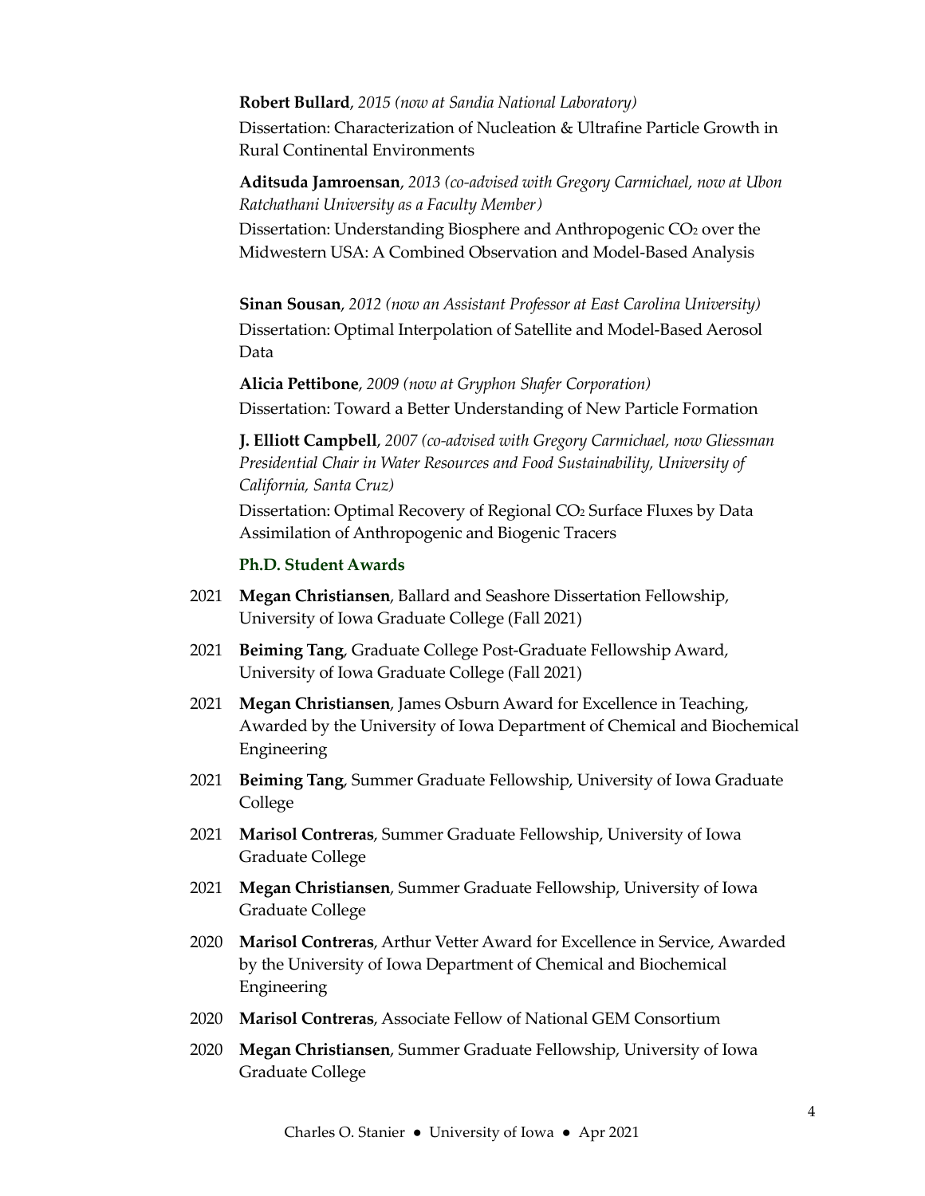**Robert Bullard**, *2015 (now at Sandia National Laboratory)*
Dissertation: Characterization of Nucleation & Ultrafine Particle Growth in Rural Continental Environments

**Aditsuda Jamroensan**, *2013 (co-advised with Gregory Carmichael, now at Ubon Ratchathani University as a Faculty Member)*
Dissertation: Understanding Biosphere and Anthropogenic $CO_2$ over the Midwestern USA: A Combined Observation and Model-Based Analysis

**Sinan Sousan**, *2012 (now an Assistant Professor at East Carolina University)*
Dissertation: Optimal Interpolation of Satellite and Model-Based Aerosol Data

**Alicia Pettibone**, *2009 (now at Gryphon Shafer Corporation)*
Dissertation: Toward a Better Understanding of New Particle Formation

**J. Elliott Campbell**, *2007 (co-advised with Gregory Carmichael, now Gliessman Presidential Chair in Water Resources and Food Sustainability, University of California, Santa Cruz)*
Dissertation: Optimal Recovery of Regional $CO_2$ Surface Fluxes by Data Assimilation of Anthropogenic and Biogenic Tracers

### Ph.D. Student Awards

2021 **Megan Christiansen**, Ballard and Seashore Dissertation Fellowship, University of Iowa Graduate College (Fall 2021)

2021 **Beiming Tang**, Graduate College Post-Graduate Fellowship Award, University of Iowa Graduate College (Fall 2021)

2021 **Megan Christiansen**, James Osburn Award for Excellence in Teaching, Awarded by the University of Iowa Department of Chemical and Biochemical Engineering

2021 **Beiming Tang**, Summer Graduate Fellowship, University of Iowa Graduate College

2021 **Marisol Contreras**, Summer Graduate Fellowship, University of Iowa Graduate College

2021 **Megan Christiansen**, Summer Graduate Fellowship, University of Iowa Graduate College

2020 **Marisol Contreras**, Arthur Vetter Award for Excellence in Service, Awarded by the University of Iowa Department of Chemical and Biochemical Engineering

2020 **Marisol Contreras**, Associate Fellow of National GEM Consortium

2020 **Megan Christiansen**, Summer Graduate Fellowship, University of Iowa Graduate College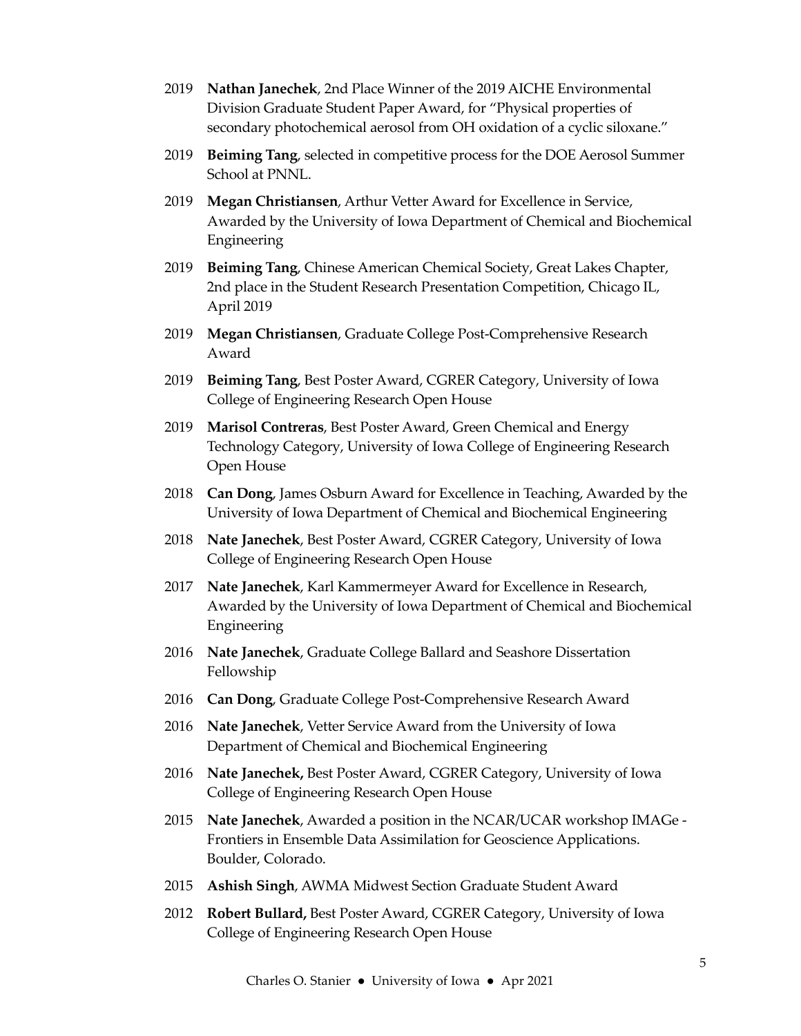2019 **Nathan Janechek**, 2nd Place Winner of the 2019 AICHE Environmental Division Graduate Student Paper Award, for "Physical properties of secondary photochemical aerosol from OH oxidation of a cyclic siloxane."

2019 **Beiming Tang**, selected in competitive process for the DOE Aerosol Summer School at PNNL.

2019 **Megan Christiansen**, Arthur Vetter Award for Excellence in Service, Awarded by the University of Iowa Department of Chemical and Biochemical Engineering

2019 **Beiming Tang**, Chinese American Chemical Society, Great Lakes Chapter, 2nd place in the Student Research Presentation Competition, Chicago IL, April 2019

2019 **Megan Christiansen**, Graduate College Post-Comprehensive Research Award

2019 **Beiming Tang**, Best Poster Award, CGRER Category, University of Iowa College of Engineering Research Open House

2019 **Marisol Contreras**, Best Poster Award, Green Chemical and Energy Technology Category, University of Iowa College of Engineering Research Open House

2018 **Can Dong**, James Osburn Award for Excellence in Teaching, Awarded by the University of Iowa Department of Chemical and Biochemical Engineering

2018 **Nate Janechek**, Best Poster Award, CGRER Category, University of Iowa College of Engineering Research Open House

2017 **Nate Janechek**, Karl Kammermeyer Award for Excellence in Research, Awarded by the University of Iowa Department of Chemical and Biochemical Engineering

2016 **Nate Janechek**, Graduate College Ballard and Seashore Dissertation Fellowship

2016 **Can Dong**, Graduate College Post-Comprehensive Research Award

2016 **Nate Janechek**, Vetter Service Award from the University of Iowa Department of Chemical and Biochemical Engineering

2016 **Nate Janechek,** Best Poster Award, CGRER Category, University of Iowa College of Engineering Research Open House

2015 **Nate Janechek**, Awarded a position in the NCAR/UCAR workshop IMAGe - Frontiers in Ensemble Data Assimilation for Geoscience Applications. Boulder, Colorado.

2015 **Ashish Singh**, AWMA Midwest Section Graduate Student Award

2012 **Robert Bullard,** Best Poster Award, CGRER Category, University of Iowa College of Engineering Research Open House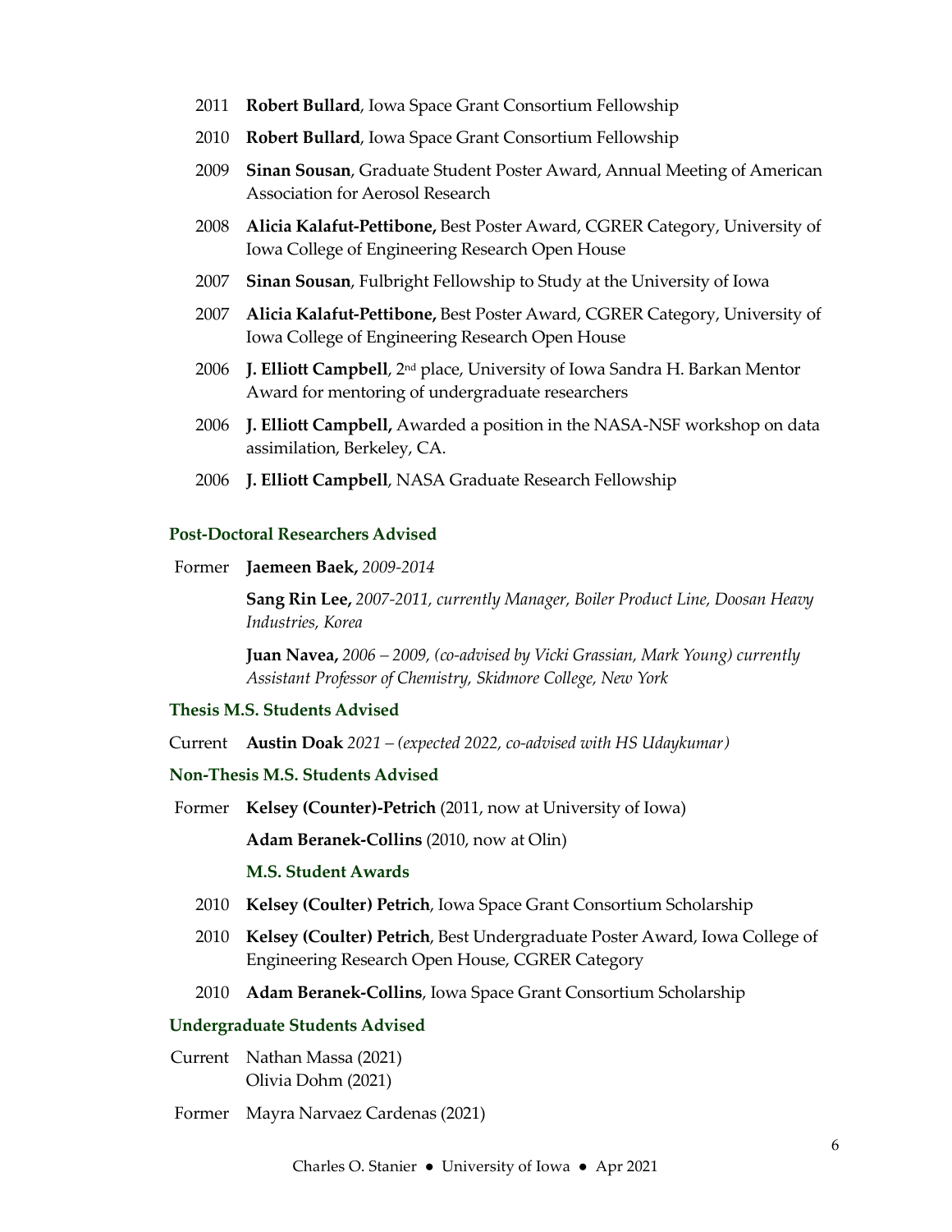2011 **Robert Bullard**, Iowa Space Grant Consortium Fellowship

2010 **Robert Bullard**, Iowa Space Grant Consortium Fellowship

2009 **Sinan Sousan**, Graduate Student Poster Award, Annual Meeting of American Association for Aerosol Research

2008 **Alicia Kalafut-Pettibone,** Best Poster Award, CGRER Category, University of Iowa College of Engineering Research Open House

2007 **Sinan Sousan**, Fulbright Fellowship to Study at the University of Iowa

2007 **Alicia Kalafut-Pettibone,** Best Poster Award, CGRER Category, University of Iowa College of Engineering Research Open House

2006 **J. Elliott Campbell**, 2nd place, University of Iowa Sandra H. Barkan Mentor Award for mentoring of undergraduate researchers

2006 **J. Elliott Campbell,** Awarded a position in the NASA-NSF workshop on data assimilation, Berkeley, CA.

2006 **J. Elliott Campbell**, NASA Graduate Research Fellowship

### Post-Doctoral Researchers Advised

Former **Jaemeen Baek,** *2009-2014*

**Sang Rin Lee,** *2007-2011, currently Manager, Boiler Product Line, Doosan Heavy Industries, Korea*

**Juan Navea,** *2006 – 2009, (co-advised by Vicki Grassian, Mark Young) currently Assistant Professor of Chemistry, Skidmore College, New York*

### Thesis M.S. Students Advised

Current **Austin Doak** *2021 – (expected 2022, co-advised with HS Udaykumar)*

### Non-Thesis M.S. Students Advised

Former **Kelsey (Counter)-Petrich** (2011, now at University of Iowa)

**Adam Beranek-Collins** (2010, now at Olin)

#### M.S. Student Awards

2010 **Kelsey (Coulter) Petrich**, Iowa Space Grant Consortium Scholarship

2010 **Kelsey (Coulter) Petrich**, Best Undergraduate Poster Award, Iowa College of Engineering Research Open House, CGRER Category

2010 **Adam Beranek-Collins**, Iowa Space Grant Consortium Scholarship

### Undergraduate Students Advised

Current Nathan Massa (2021)
Olivia Dohm (2021)

Former Mayra Narvaez Cardenas (2021)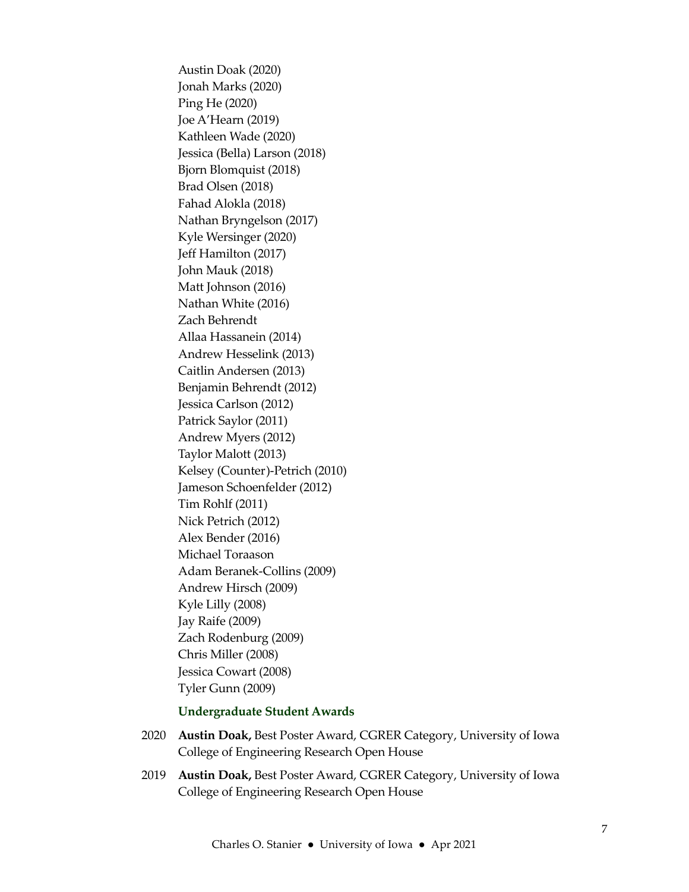Austin Doak (2020)
Jonah Marks (2020)
Ping He (2020)
Joe A'Hearn (2019)
Kathleen Wade (2020)
Jessica (Bella) Larson (2018)
Bjorn Blomquist (2018)
Brad Olsen (2018)
Fahad Alokla (2018)
Nathan Bryngelson (2017)
Kyle Wersinger (2020)
Jeff Hamilton (2017)
John Mauk (2018)
Matt Johnson (2016)
Nathan White (2016)
Zach Behrendt
Allaa Hassanein (2014)
Andrew Hesselink (2013)
Caitlin Andersen (2013)
Benjamin Behrendt (2012)
Jessica Carlson (2012)
Patrick Saylor (2011)
Andrew Myers (2012)
Taylor Malott (2013)
Kelsey (Counter)-Petrich (2010)
Jameson Schoenfelder (2012)
Tim Rohlf (2011)
Nick Petrich (2012)
Alex Bender (2016)
Michael Toraason
Adam Beranek-Collins (2009)
Andrew Hirsch (2009)
Kyle Lilly (2008)
Jay Raife (2009)
Zach Rodenburg (2009)
Chris Miller (2008)
Jessica Cowart (2008)
Tyler Gunn (2009)

### Undergraduate Student Awards

2020 **Austin Doak,** Best Poster Award, CGRER Category, University of Iowa College of Engineering Research Open House

2019 **Austin Doak,** Best Poster Award, CGRER Category, University of Iowa College of Engineering Research Open House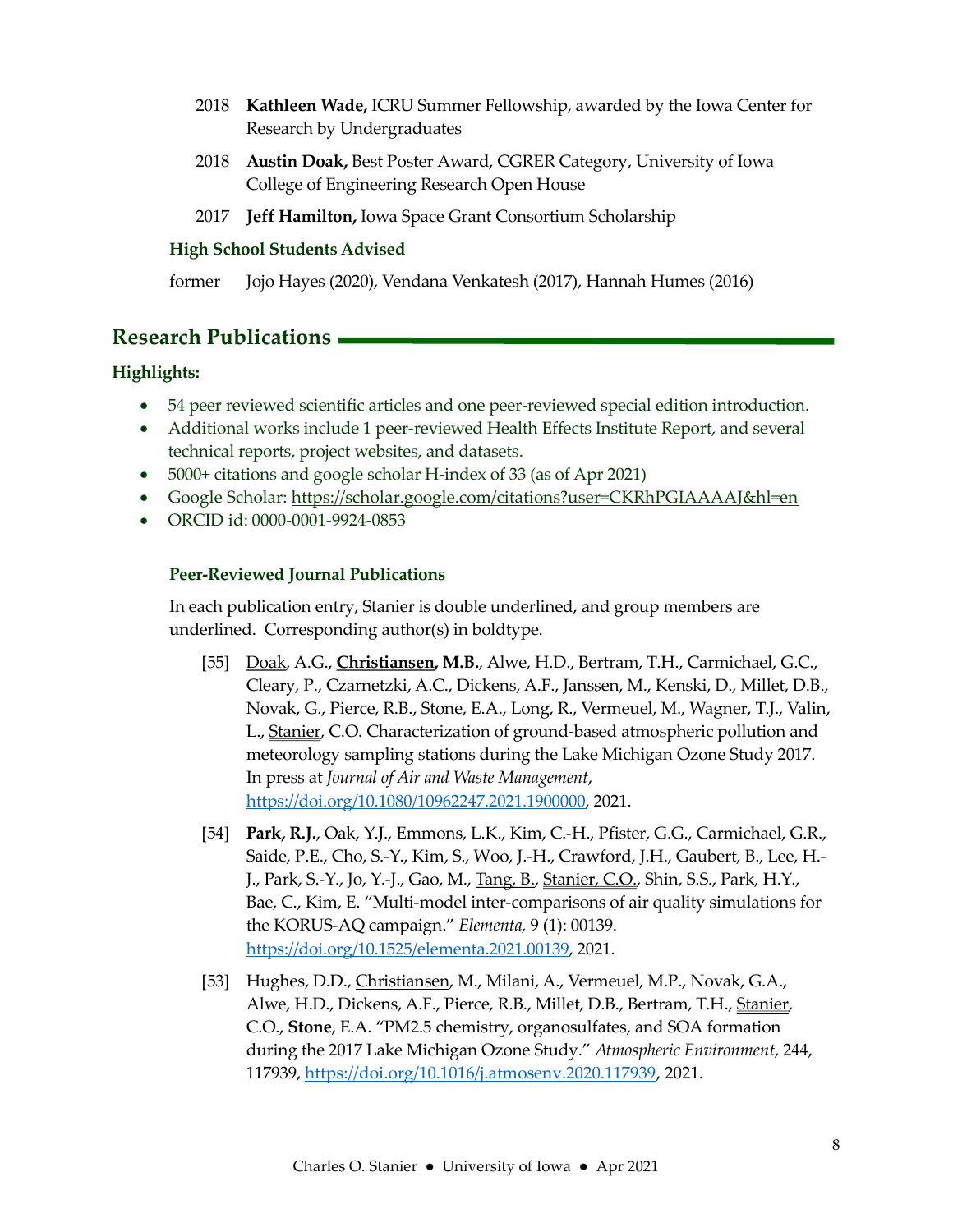2018 **Kathleen Wade,** ICRU Summer Fellowship, awarded by the Iowa Center for Research by Undergraduates

2018 **Austin Doak,** Best Poster Award, CGRER Category, University of Iowa College of Engineering Research Open House

2017 **Jeff Hamilton,** Iowa Space Grant Consortium Scholarship

### High School Students Advised

former Jojo Hayes (2020), Vendana Venkatesh (2017), Hannah Humes (2016)

## Research Publications

### Highlights:

- 54 peer reviewed scientific articles and one peer-reviewed special edition introduction.
- Additional works include 1 peer-reviewed Health Effects Institute Report, and several technical reports, project websites, and datasets.
- 5000+ citations and google scholar H-index of 33 (as of Apr 2021)
- Google Scholar: https://scholar.google.com/citations?user=CKRhPGIAAAAJ&hl=en
- ORCID id: 0000-0001-9924-0853

### Peer-Reviewed Journal Publications

In each publication entry, Stanier is double underlined, and group members are underlined. Corresponding author(s) in boldtype.

[55] Doak, A.G., **Christiansen, M.B.**, Alwe, H.D., Bertram, T.H., Carmichael, G.C., Cleary, P., Czarnetzki, A.C., Dickens, A.F., Janssen, M., Kenski, D., Millet, D.B., Novak, G., Pierce, R.B., Stone, E.A., Long, R., Vermeuel, M., Wagner, T.J., Valin, L., Stanier, C.O. Characterization of ground-based atmospheric pollution and meteorology sampling stations during the Lake Michigan Ozone Study 2017. In press at *Journal of Air and Waste Management*, https://doi.org/10.1080/10962247.2021.1900000, 2021.

[54] **Park, R.J.**, Oak, Y.J., Emmons, L.K., Kim, C.-H., Pfister, G.G., Carmichael, G.R., Saide, P.E., Cho, S.-Y., Kim, S., Woo, J.-H., Crawford, J.H., Gaubert, B., Lee, H.-J., Park, S.-Y., Jo, Y.-J., Gao, M., Tang, B., Stanier, C.O., Shin, S.S., Park, H.Y., Bae, C., Kim, E. "Multi-model inter-comparisons of air quality simulations for the KORUS-AQ campaign." *Elementa,* 9 (1): 00139. https://doi.org/10.1525/elementa.2021.00139, 2021.

[53] Hughes, D.D., Christiansen, M., Milani, A., Vermeuel, M.P., Novak, G.A., Alwe, H.D., Dickens, A.F., Pierce, R.B., Millet, D.B., Bertram, T.H., Stanier, C.O., **Stone**, E.A. "PM2.5 chemistry, organosulfates, and SOA formation during the 2017 Lake Michigan Ozone Study." *Atmospheric Environment*, 244, 117939, https://doi.org/10.1016/j.atmosenv.2020.117939, 2021.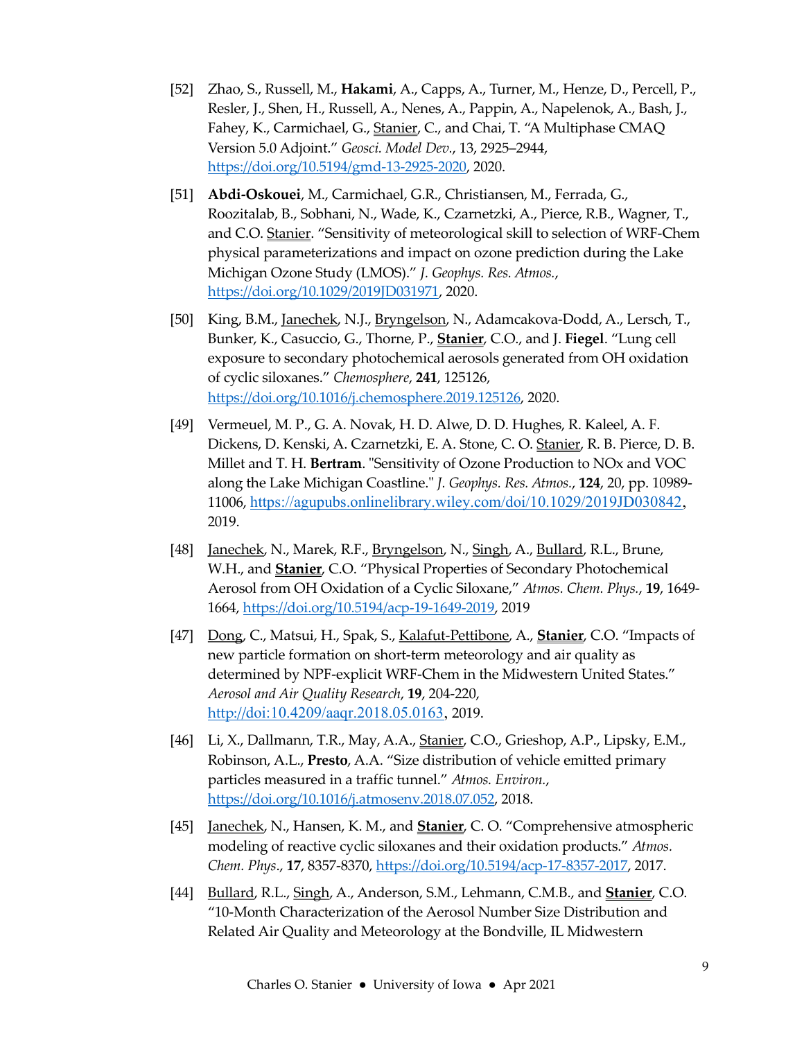[52] Zhao, S., Russell, M., **Hakami**, A., Capps, A., Turner, M., Henze, D., Percell, P., Resler, J., Shen, H., Russell, A., Nenes, A., Pappin, A., Napelenok, A., Bash, J., Fahey, K., Carmichael, G., Stanier, C., and Chai, T. “A Multiphase CMAQ Version 5.0 Adjoint.” *Geosci. Model Dev.*, 13, 2925–2944, https://doi.org/10.5194/gmd-13-2925-2020, 2020.

[51] **Abdi-Oskouei**, M., Carmichael, G.R., Christiansen, M., Ferrada, G., Roozitalab, B., Sobhani, N., Wade, K., Czarnetzki, A., Pierce, R.B., Wagner, T., and C.O. Stanier. “Sensitivity of meteorological skill to selection of WRF-Chem physical parameterizations and impact on ozone prediction during the Lake Michigan Ozone Study (LMOS).” *J. Geophys. Res. Atmos.*, https://doi.org/10.1029/2019JD031971, 2020.

[50] King, B.M., Janechek, N.J., Bryngelson, N., Adamcakova-Dodd, A., Lersch, T., Bunker, K., Casuccio, G., Thorne, P., **Stanier**, C.O., and J. **Fiegel**. “Lung cell exposure to secondary photochemical aerosols generated from OH oxidation of cyclic siloxanes.” *Chemosphere*, **241**, 125126, https://doi.org/10.1016/j.chemosphere.2019.125126, 2020.

[49] Vermeuel, M. P., G. A. Novak, H. D. Alwe, D. D. Hughes, R. Kaleel, A. F. Dickens, D. Kenski, A. Czarnetzki, E. A. Stone, C. O. Stanier, R. B. Pierce, D. B. Millet and T. H. **Bertram**. "Sensitivity of Ozone Production to NOx and VOC along the Lake Michigan Coastline." *J. Geophys. Res. Atmos.*, **124**, 20, pp. 10989-11006, https://agupubs.onlinelibrary.wiley.com/doi/10.1029/2019JD030842, 2019.

[48] Janechek, N., Marek, R.F., Bryngelson, N., Singh, A., Bullard, R.L., Brune, W.H., and **Stanier**, C.O. “Physical Properties of Secondary Photochemical Aerosol from OH Oxidation of a Cyclic Siloxane,” *Atmos. Chem. Phys.*, **19**, 1649-1664, https://doi.org/10.5194/acp-19-1649-2019, 2019

[47] Dong, C., Matsui, H., Spak, S., Kalafut-Pettibone, A., **Stanier**, C.O. “Impacts of new particle formation on short-term meteorology and air quality as determined by NPF-explicit WRF-Chem in the Midwestern United States.” *Aerosol and Air Quality Research*, **19**, 204-220, http://doi:10.4209/aaqr.2018.05.0163, 2019.

[46] Li, X., Dallmann, T.R., May, A.A., Stanier, C.O., Grieshop, A.P., Lipsky, E.M., Robinson, A.L., **Presto**, A.A. “Size distribution of vehicle emitted primary particles measured in a traffic tunnel.” *Atmos. Environ.*, https://doi.org/10.1016/j.atmosenv.2018.07.052, 2018.

[45] Janechek, N., Hansen, K. M., and **Stanier**, C. O. “Comprehensive atmospheric modeling of reactive cyclic siloxanes and their oxidation products.” *Atmos. Chem. Phys.*, **17**, 8357-8370, https://doi.org/10.5194/acp-17-8357-2017, 2017.

[44] Bullard, R.L., Singh, A., Anderson, S.M., Lehmann, C.M.B., and **Stanier**, C.O. “10-Month Characterization of the Aerosol Number Size Distribution and Related Air Quality and Meteorology at the Bondville, IL Midwestern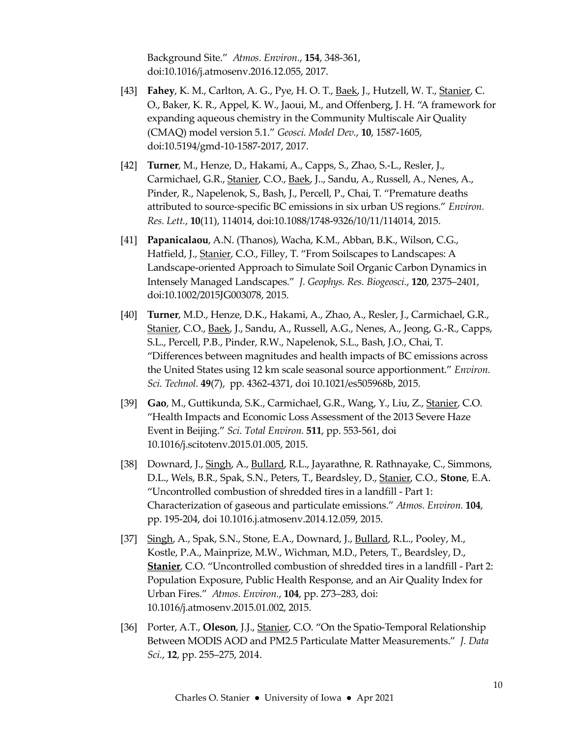Background Site." *Atmos. Environ.*, **154**, 348-361, doi:10.1016/j.atmosenv.2016.12.055, 2017.

[43] **Fahey**, K. M., Carlton, A. G., Pye, H. O. T., Baek, J., Hutzell, W. T., Stanier, C. O., Baker, K. R., Appel, K. W., Jaoui, M., and Offenberg, J. H. "A framework for expanding aqueous chemistry in the Community Multiscale Air Quality (CMAQ) model version 5.1." *Geosci. Model Dev.*, **10**, 1587-1605, doi:10.5194/gmd-10-1587-2017, 2017.

[42] **Turner**, M., Henze, D., Hakami, A., Capps, S., Zhao, S.-L., Resler, J., Carmichael, G.R., Stanier, C.O., Baek, J.., Sandu, A., Russell, A., Nenes, A., Pinder, R., Napelenok, S., Bash, J., Percell, P., Chai, T. "Premature deaths attributed to source-specific BC emissions in six urban US regions." *Environ. Res. Lett.*, **10**(11), 114014, doi:10.1088/1748-9326/10/11/114014, 2015.

[41] **Papanicalaou**, A.N. (Thanos), Wacha, K.M., Abban, B.K., Wilson, C.G., Hatfield, J., Stanier, C.O., Filley, T. "From Soilscapes to Landscapes: A Landscape-oriented Approach to Simulate Soil Organic Carbon Dynamics in Intensely Managed Landscapes." *J. Geophys. Res. Biogeosci.*, **120**, 2375–2401, doi:10.1002/2015JG003078, 2015.

[40] **Turner**, M.D., Henze, D.K., Hakami, A., Zhao, A., Resler, J., Carmichael, G.R., Stanier, C.O., Baek, J., Sandu, A., Russell, A.G., Nenes, A., Jeong, G.-R., Capps, S.L., Percell, P.B., Pinder, R.W., Napelenok, S.L., Bash, J.O., Chai, T. "Differences between magnitudes and health impacts of BC emissions across the United States using 12 km scale seasonal source apportionment." *Environ. Sci. Technol.* **49**(7), pp. 4362-4371, doi 10.1021/es505968b, 2015.

[39] **Gao**, M., Guttikunda, S.K., Carmichael, G.R., Wang, Y., Liu, Z., Stanier, C.O. "Health Impacts and Economic Loss Assessment of the 2013 Severe Haze Event in Beijing." *Sci. Total Environ.* **511**, pp. 553-561, doi 10.1016/j.scitotenv.2015.01.005, 2015.

[38] Downard, J., Singh, A., Bullard, R.L., Jayarathne, R. Rathnayake, C., Simmons, D.L., Wels, B.R., Spak, S.N., Peters, T., Beardsley, D., Stanier, C.O., **Stone**, E.A. "Uncontrolled combustion of shredded tires in a landfill - Part 1: Characterization of gaseous and particulate emissions." *Atmos. Environ.* **104**, pp. 195-204, doi 10.1016.j.atmosenv.2014.12.059, 2015.

[37] Singh, A., Spak, S.N., Stone, E.A., Downard, J., Bullard, R.L., Pooley, M., Kostle, P.A., Mainprize, M.W., Wichman, M.D., Peters, T., Beardsley, D., **Stanier**, C.O. "Uncontrolled combustion of shredded tires in a landfill - Part 2: Population Exposure, Public Health Response, and an Air Quality Index for Urban Fires." *Atmos. Environ.*, **104**, pp. 273–283, doi: 10.1016/j.atmosenv.2015.01.002, 2015.

[36] Porter, A.T., **Oleson**, J.J., Stanier, C.O. "On the Spatio-Temporal Relationship Between MODIS AOD and PM2.5 Particulate Matter Measurements." *J. Data Sci.*, **12**, pp. 255–275, 2014.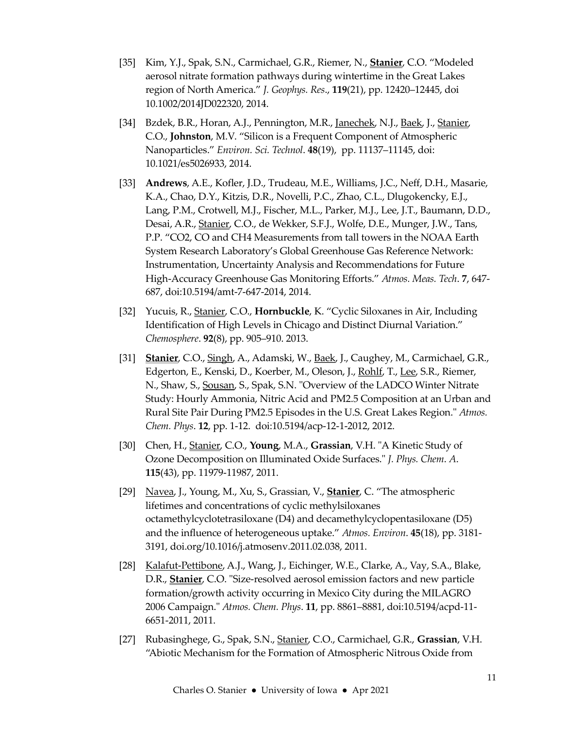[35] Kim, Y.J., Spak, S.N., Carmichael, G.R., Riemer, N., **Stanier**, C.O. "Modeled aerosol nitrate formation pathways during wintertime in the Great Lakes region of North America." *J. Geophys. Res*., **119**(21), pp. 12420–12445, doi 10.1002/2014JD022320, 2014.

[34] Bzdek, B.R., Horan, A.J., Pennington, M.R., Janechek, N.J., Baek, J., Stanier, C.O., **Johnston**, M.V. "Silicon is a Frequent Component of Atmospheric Nanoparticles." *Environ. Sci. Technol*. **48**(19), pp. 11137–11145, doi: 10.1021/es5026933, 2014.

[33] **Andrews**, A.E., Kofler, J.D., Trudeau, M.E., Williams, J.C., Neff, D.H., Masarie, K.A., Chao, D.Y., Kitzis, D.R., Novelli, P.C., Zhao, C.L., Dlugokencky, E.J., Lang, P.M., Crotwell, M.J., Fischer, M.L., Parker, M.J., Lee, J.T., Baumann, D.D., Desai, A.R., Stanier, C.O., de Wekker, S.F.J., Wolfe, D.E., Munger, J.W., Tans, P.P. "CO2, CO and CH4 Measurements from tall towers in the NOAA Earth System Research Laboratory's Global Greenhouse Gas Reference Network: Instrumentation, Uncertainty Analysis and Recommendations for Future High-Accuracy Greenhouse Gas Monitoring Efforts." *Atmos. Meas. Tech*. **7**, 647-687, doi:10.5194/amt-7-647-2014, 2014.

[32] Yucuis, R., Stanier, C.O., **Hornbuckle**, K. "Cyclic Siloxanes in Air, Including Identification of High Levels in Chicago and Distinct Diurnal Variation." *Chemosphere*. **92**(8), pp. 905–910. 2013.

[31] **Stanier**, C.O., Singh, A., Adamski, W., Baek, J., Caughey, M., Carmichael, G.R., Edgerton, E., Kenski, D., Koerber, M., Oleson, J., Rohlf, T., Lee, S.R., Riemer, N., Shaw, S., Sousan, S., Spak, S.N. "Overview of the LADCO Winter Nitrate Study: Hourly Ammonia, Nitric Acid and PM2.5 Composition at an Urban and Rural Site Pair During PM2.5 Episodes in the U.S. Great Lakes Region." *Atmos. Chem. Phys*. **12**, pp. 1-12. doi:10.5194/acp-12-1-2012, 2012.

[30] Chen, H., Stanier, C.O., **Young**, M.A., **Grassian**, V.H. "A Kinetic Study of Ozone Decomposition on Illuminated Oxide Surfaces." *J. Phys. Chem. A*. **115**(43), pp. 11979-11987, 2011.

[29] Navea, J., Young, M., Xu, S., Grassian, V., **Stanier**, C. "The atmospheric lifetimes and concentrations of cyclic methylsiloxanes octamethylcyclotetrasiloxane (D4) and decamethylcyclopentasiloxane (D5) and the influence of heterogeneous uptake." *Atmos. Environ*. **45**(18), pp. 3181-3191, doi.org/10.1016/j.atmosenv.2011.02.038, 2011.

[28] Kalafut-Pettibone, A.J., Wang, J., Eichinger, W.E., Clarke, A., Vay, S.A., Blake, D.R., **Stanier**, C.O. "Size-resolved aerosol emission factors and new particle formation/growth activity occurring in Mexico City during the MILAGRO 2006 Campaign." *Atmos. Chem. Phys*. **11**, pp. 8861–8881, doi:10.5194/acpd-11-6651-2011, 2011.

[27] Rubasinghege, G., Spak, S.N., Stanier, C.O., Carmichael, G.R., **Grassian**, V.H. "Abiotic Mechanism for the Formation of Atmospheric Nitrous Oxide from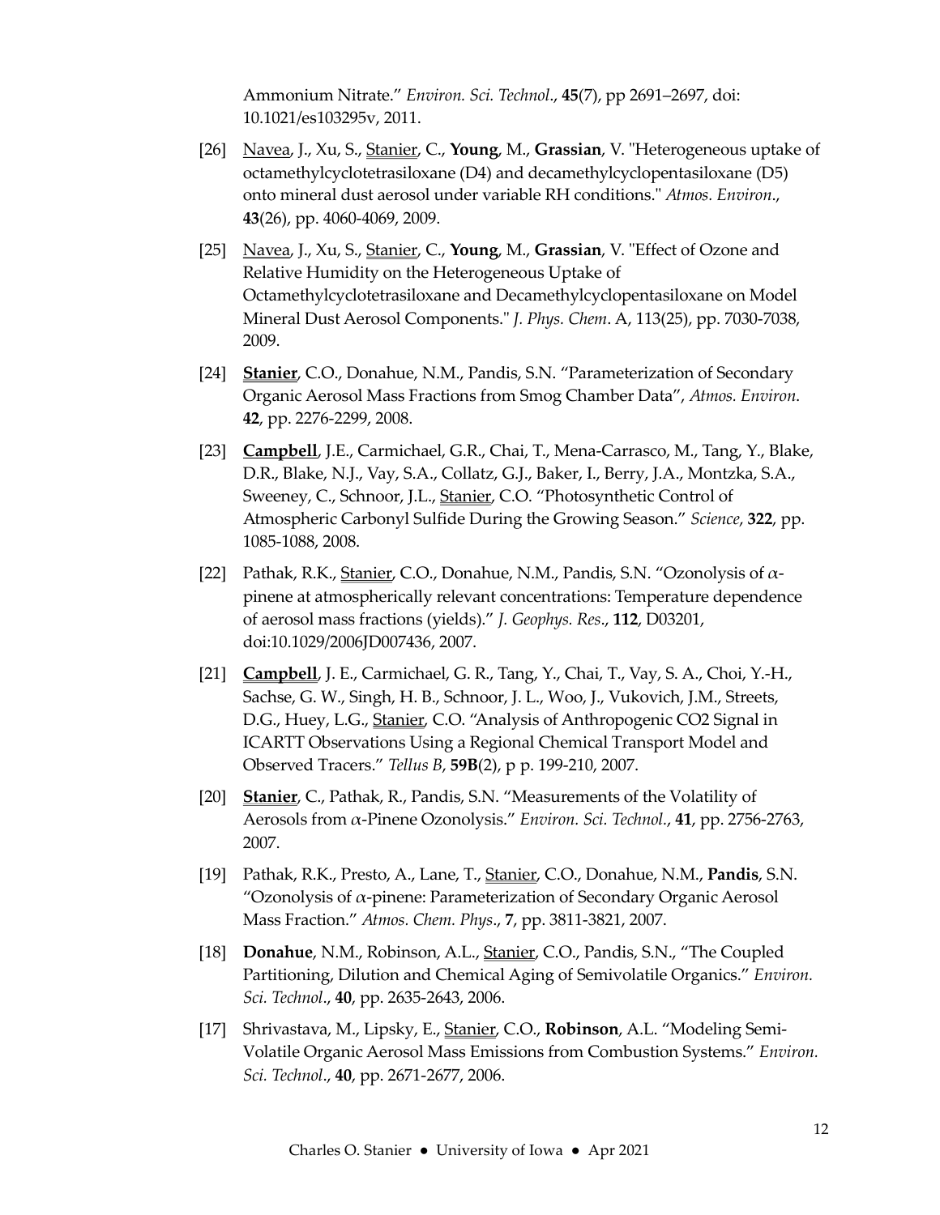Ammonium Nitrate." *Environ. Sci. Technol*., **45**(7), pp 2691–2697, doi: 10.1021/es103295v, 2011.

[26] Navea, J., Xu, S., Stanier, C., **Young**, M., **Grassian**, V. "Heterogeneous uptake of octamethylcyclotetrasiloxane (D4) and decamethylcyclopentasiloxane (D5) onto mineral dust aerosol under variable RH conditions." *Atmos. Environ*., **43**(26), pp. 4060-4069, 2009.

[25] Navea, J., Xu, S., Stanier, C., **Young**, M., **Grassian**, V. "Effect of Ozone and Relative Humidity on the Heterogeneous Uptake of Octamethylcyclotetrasiloxane and Decamethylcyclopentasiloxane on Model Mineral Dust Aerosol Components." *J. Phys. Chem*. A, 113(25), pp. 7030-7038, 2009.

[24] **Stanier**, C.O., Donahue, N.M., Pandis, S.N. "Parameterization of Secondary Organic Aerosol Mass Fractions from Smog Chamber Data", *Atmos. Environ*. **42**, pp. 2276-2299, 2008.

[23] **Campbell**, J.E., Carmichael, G.R., Chai, T., Mena-Carrasco, M., Tang, Y., Blake, D.R., Blake, N.J., Vay, S.A., Collatz, G.J., Baker, I., Berry, J.A., Montzka, S.A., Sweeney, C., Schnoor, J.L., Stanier, C.O. "Photosynthetic Control of Atmospheric Carbonyl Sulfide During the Growing Season." *Science*, **322**, pp. 1085-1088, 2008.

[22] Pathak, R.K., Stanier, C.O., Donahue, N.M., Pandis, S.N. "Ozonolysis of $\alpha$-pinene at atmospherically relevant concentrations: Temperature dependence of aerosol mass fractions (yields)." *J. Geophys. Res*., **112**, D03201, doi:10.1029/2006JD007436, 2007.

[21] **Campbell**, J. E., Carmichael, G. R., Tang, Y., Chai, T., Vay, S. A., Choi, Y.-H., Sachse, G. W., Singh, H. B., Schnoor, J. L., Woo, J., Vukovich, J.M., Streets, D.G., Huey, L.G., Stanier, C.O. "Analysis of Anthropogenic CO2 Signal in ICARTT Observations Using a Regional Chemical Transport Model and Observed Tracers." *Tellus B*, **59B**(2), p p. 199-210, 2007.

[20] **Stanier**, C., Pathak, R., Pandis, S.N. "Measurements of the Volatility of Aerosols from $\alpha$-Pinene Ozonolysis." *Environ. Sci. Technol.*, **41**, pp. 2756-2763, 2007.

[19] Pathak, R.K., Presto, A., Lane, T., Stanier, C.O., Donahue, N.M., **Pandis**, S.N. "Ozonolysis of $\alpha$-pinene: Parameterization of Secondary Organic Aerosol Mass Fraction." *Atmos. Chem. Phys*., **7**, pp. 3811-3821, 2007.

[18] **Donahue**, N.M., Robinson, A.L., Stanier, C.O., Pandis, S.N., "The Coupled Partitioning, Dilution and Chemical Aging of Semivolatile Organics." *Environ. Sci. Technol*., **40**, pp. 2635-2643, 2006.

[17] Shrivastava, M., Lipsky, E., Stanier, C.O., **Robinson**, A.L. "Modeling Semi-Volatile Organic Aerosol Mass Emissions from Combustion Systems." *Environ. Sci. Technol*., **40**, pp. 2671-2677, 2006.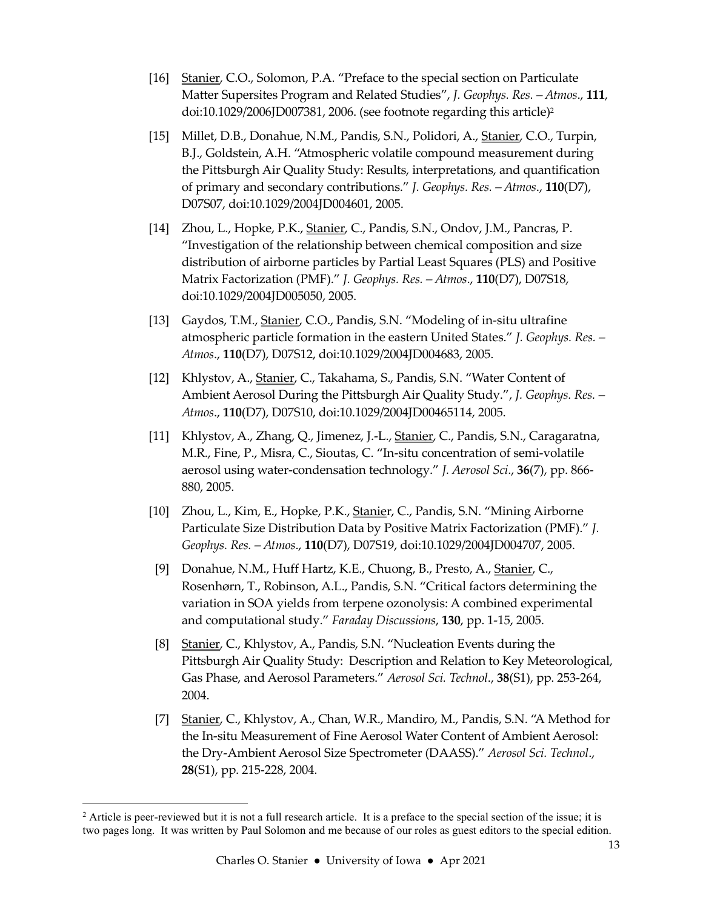[16] Stanier, C.O., Solomon, P.A. "Preface to the special section on Particulate Matter Supersites Program and Related Studies", *J. Geophys. Res. – Atmos*., **111**, doi:10.1029/2006JD007381, 2006. (see footnote regarding this article)[2]

[15] Millet, D.B., Donahue, N.M., Pandis, S.N., Polidori, A., Stanier, C.O., Turpin, B.J., Goldstein, A.H. "Atmospheric volatile compound measurement during the Pittsburgh Air Quality Study: Results, interpretations, and quantification of primary and secondary contributions." *J. Geophys. Res. – Atmos*., **110**(D7), D07S07, doi:10.1029/2004JD004601, 2005.

[14] Zhou, L., Hopke, P.K., Stanier, C., Pandis, S.N., Ondov, J.M., Pancras, P. "Investigation of the relationship between chemical composition and size distribution of airborne particles by Partial Least Squares (PLS) and Positive Matrix Factorization (PMF)." *J. Geophys. Res. – Atmos*., **110**(D7), D07S18, doi:10.1029/2004JD005050, 2005.

[13] Gaydos, T.M., Stanier, C.O., Pandis, S.N. "Modeling of in-situ ultrafine atmospheric particle formation in the eastern United States." *J. Geophys. Res. – Atmos*., **110**(D7), D07S12, doi:10.1029/2004JD004683, 2005.

[12] Khlystov, A., Stanier, C., Takahama, S., Pandis, S.N. "Water Content of Ambient Aerosol During the Pittsburgh Air Quality Study.", *J. Geophys. Res. – Atmos*., **110**(D7), D07S10, doi:10.1029/2004JD00465114, 2005.

[11] Khlystov, A., Zhang, Q., Jimenez, J.-L., Stanier, C., Pandis, S.N., Caragaratna, M.R., Fine, P., Misra, C., Sioutas, C. "In-situ concentration of semi-volatile aerosol using water-condensation technology." *J. Aerosol Sci*., **36**(7), pp. 866-880, 2005.

[10] Zhou, L., Kim, E., Hopke, P.K., Stanier, C., Pandis, S.N. "Mining Airborne Particulate Size Distribution Data by Positive Matrix Factorization (PMF)." *J. Geophys. Res. – Atmos*., **110**(D7), D07S19, doi:10.1029/2004JD004707, 2005.

[9] Donahue, N.M., Huff Hartz, K.E., Chuong, B., Presto, A., Stanier, C., Rosenhørn, T., Robinson, A.L., Pandis, S.N. "Critical factors determining the variation in SOA yields from terpene ozonolysis: A combined experimental and computational study." *Faraday Discussions*, **130**, pp. 1-15, 2005.

[8] Stanier, C., Khlystov, A., Pandis, S.N. "Nucleation Events during the Pittsburgh Air Quality Study: Description and Relation to Key Meteorological, Gas Phase, and Aerosol Parameters." *Aerosol Sci. Technol*., **38**(S1), pp. 253-264, 2004.

[7] Stanier, C., Khlystov, A., Chan, W.R., Mandiro, M., Pandis, S.N. "A Method for the In-situ Measurement of Fine Aerosol Water Content of Ambient Aerosol: the Dry-Ambient Aerosol Size Spectrometer (DAASS)." *Aerosol Sci. Technol*., **28**(S1), pp. 215-228, 2004.

---

[2] Article is peer-reviewed but it is not a full research article. It is a preface to the special section of the issue; it is two pages long. It was written by Paul Solomon and me because of our roles as guest editors to the special edition.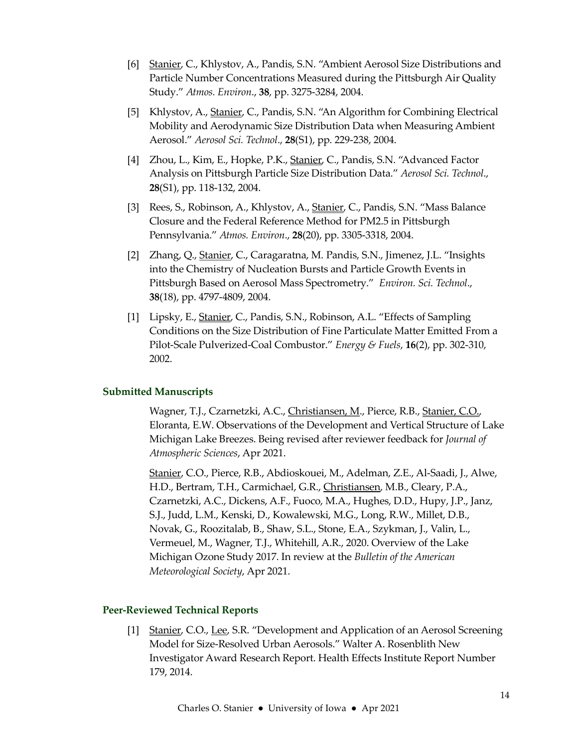[6] Stanier, C., Khlystov, A., Pandis, S.N. "Ambient Aerosol Size Distributions and Particle Number Concentrations Measured during the Pittsburgh Air Quality Study." *Atmos. Environ*., **38**, pp. 3275-3284, 2004.

[5] Khlystov, A., Stanier, C., Pandis, S.N. "An Algorithm for Combining Electrical Mobility and Aerodynamic Size Distribution Data when Measuring Ambient Aerosol." *Aerosol Sci. Technol*., **28**(S1), pp. 229-238, 2004.

[4] Zhou, L., Kim, E., Hopke, P.K., Stanier, C., Pandis, S.N. "Advanced Factor Analysis on Pittsburgh Particle Size Distribution Data." *Aerosol Sci. Technol*., **28**(S1), pp. 118-132, 2004.

[3] Rees, S., Robinson, A., Khlystov, A., Stanier, C., Pandis, S.N. "Mass Balance Closure and the Federal Reference Method for PM2.5 in Pittsburgh Pennsylvania." *Atmos. Environ*., **28**(20), pp. 3305-3318, 2004.

[2] Zhang, Q., Stanier, C., Caragaratna, M. Pandis, S.N., Jimenez, J.L. "Insights into the Chemistry of Nucleation Bursts and Particle Growth Events in Pittsburgh Based on Aerosol Mass Spectrometry." *Environ. Sci. Technol*., **38**(18), pp. 4797-4809, 2004.

[1] Lipsky, E., Stanier, C., Pandis, S.N., Robinson, A.L. "Effects of Sampling Conditions on the Size Distribution of Fine Particulate Matter Emitted From a Pilot-Scale Pulverized-Coal Combustor." *Energy & Fuels*, **16**(2), pp. 302-310, 2002.

## Submitted Manuscripts

Wagner, T.J., Czarnetzki, A.C., Christiansen, M., Pierce, R.B., Stanier, C.O., Eloranta, E.W. Observations of the Development and Vertical Structure of Lake Michigan Lake Breezes. Being revised after reviewer feedback for *Journal of Atmospheric Sciences*, Apr 2021.

Stanier, C.O., Pierce, R.B., Abdioskouei, M., Adelman, Z.E., Al-Saadi, J., Alwe, H.D., Bertram, T.H., Carmichael, G.R., Christiansen, M.B., Cleary, P.A., Czarnetzki, A.C., Dickens, A.F., Fuoco, M.A., Hughes, D.D., Hupy, J.P., Janz, S.J., Judd, L.M., Kenski, D., Kowalewski, M.G., Long, R.W., Millet, D.B., Novak, G., Roozitalab, B., Shaw, S.L., Stone, E.A., Szykman, J., Valin, L., Vermeuel, M., Wagner, T.J., Whitehill, A.R., 2020. Overview of the Lake Michigan Ozone Study 2017. In review at the *Bulletin of the American Meteorological Society*, Apr 2021.

## Peer-Reviewed Technical Reports

[1] Stanier, C.O., Lee, S.R. "Development and Application of an Aerosol Screening Model for Size-Resolved Urban Aerosols." Walter A. Rosenblith New Investigator Award Research Report. Health Effects Institute Report Number 179, 2014.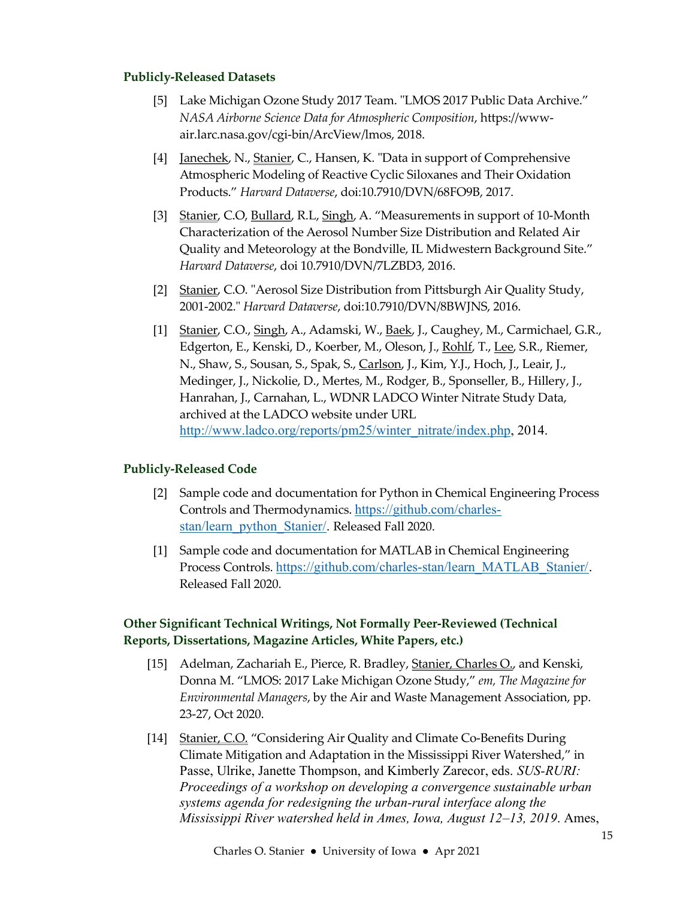### Publicly-Released Datasets

[5] Lake Michigan Ozone Study 2017 Team. "LMOS 2017 Public Data Archive." *NASA Airborne Science Data for Atmospheric Composition*, https://www-air.larc.nasa.gov/cgi-bin/ArcView/lmos, 2018.

[4] Janechek, N., Stanier, C., Hansen, K. "Data in support of Comprehensive Atmospheric Modeling of Reactive Cyclic Siloxanes and Their Oxidation Products." *Harvard Dataverse*, doi:10.7910/DVN/68FO9B, 2017.

[3] Stanier, C.O, Bullard, R.L, Singh, A. "Measurements in support of 10-Month Characterization of the Aerosol Number Size Distribution and Related Air Quality and Meteorology at the Bondville, IL Midwestern Background Site." *Harvard Dataverse*, doi 10.7910/DVN/7LZBD3, 2016.

[2] Stanier, C.O. "Aerosol Size Distribution from Pittsburgh Air Quality Study, 2001-2002." *Harvard Dataverse*, doi:10.7910/DVN/8BWJNS, 2016.

[1] Stanier, C.O., Singh, A., Adamski, W., Baek, J., Caughey, M., Carmichael, G.R., Edgerton, E., Kenski, D., Koerber, M., Oleson, J., Rohlf, T., Lee, S.R., Riemer, N., Shaw, S., Sousan, S., Spak, S., Carlson, J., Kim, Y.J., Hoch, J., Leair, J., Medinger, J., Nickolie, D., Mertes, M., Rodger, B., Sponseller, B., Hillery, J., Hanrahan, J., Carnahan, L., WDNR LADCO Winter Nitrate Study Data, archived at the LADCO website under URL http://www.ladco.org/reports/pm25/winter_nitrate/index.php, 2014.

### Publicly-Released Code

[2] Sample code and documentation for Python in Chemical Engineering Process Controls and Thermodynamics. https://github.com/charles-stan/learn_python_Stanier/. Released Fall 2020.

[1] Sample code and documentation for MATLAB in Chemical Engineering Process Controls. https://github.com/charles-stan/learn_MATLAB_Stanier/. Released Fall 2020.

### Other Significant Technical Writings, Not Formally Peer-Reviewed (Technical Reports, Dissertations, Magazine Articles, White Papers, etc.)

[15] Adelman, Zachariah E., Pierce, R. Bradley, Stanier, Charles O., and Kenski, Donna M. "LMOS: 2017 Lake Michigan Ozone Study," *em, The Magazine for Environmental Managers*, by the Air and Waste Management Association, pp. 23-27, Oct 2020.

[14] Stanier, C.O. "Considering Air Quality and Climate Co-Benefits During Climate Mitigation and Adaptation in the Mississippi River Watershed," in Passe, Ulrike, Janette Thompson, and Kimberly Zarecor, eds. *SUS-RURI: Proceedings of a workshop on developing a convergence sustainable urban systems agenda for redesigning the urban-rural interface along the Mississippi River watershed held in Ames, Iowa, August 12–13, 2019*. Ames,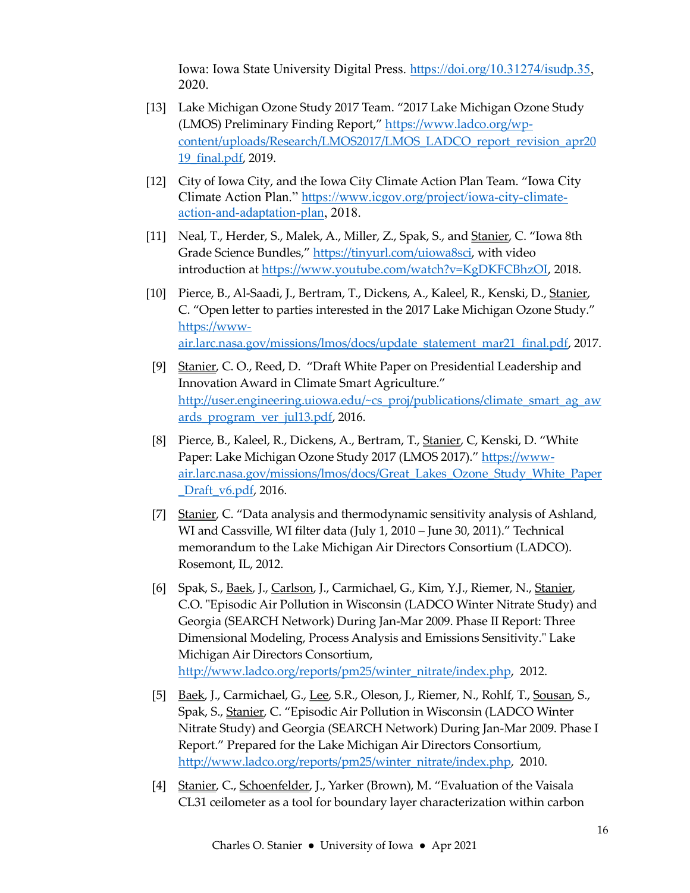Iowa: Iowa State University Digital Press. https://doi.org/10.31274/isudp.35, 2020.

[13] Lake Michigan Ozone Study 2017 Team. "2017 Lake Michigan Ozone Study (LMOS) Preliminary Finding Report," https://www.ladco.org/wp-content/uploads/Research/LMOS2017/LMOS_LADCO_report_revision_apr2019_final.pdf, 2019.

[12] City of Iowa City, and the Iowa City Climate Action Plan Team. "Iowa City Climate Action Plan." https://www.icgov.org/project/iowa-city-climate-action-and-adaptation-plan, 2018.

[11] Neal, T., Herder, S., Malek, A., Miller, Z., Spak, S., and Stanier, C. "Iowa 8th Grade Science Bundles," https://tinyurl.com/uiowa8sci, with video introduction at https://www.youtube.com/watch?v=KgDKFCBhzOI, 2018.

[10] Pierce, B., Al-Saadi, J., Bertram, T., Dickens, A., Kaleel, R., Kenski, D., Stanier, C. "Open letter to parties interested in the 2017 Lake Michigan Ozone Study." https://www-air.larc.nasa.gov/missions/lmos/docs/update_statement_mar21_final.pdf, 2017.

[9] Stanier, C. O., Reed, D. "Draft White Paper on Presidential Leadership and Innovation Award in Climate Smart Agriculture." http://user.engineering.uiowa.edu/~cs_proj/publications/climate_smart_ag_awards_program_ver_jul13.pdf, 2016.

[8] Pierce, B., Kaleel, R., Dickens, A., Bertram, T., Stanier, C, Kenski, D. "White Paper: Lake Michigan Ozone Study 2017 (LMOS 2017)." https://www-air.larc.nasa.gov/missions/lmos/docs/Great_Lakes_Ozone_Study_White_Paper_Draft_v6.pdf, 2016.

[7] Stanier, C. "Data analysis and thermodynamic sensitivity analysis of Ashland, WI and Cassville, WI filter data (July 1, 2010 – June 30, 2011)." Technical memorandum to the Lake Michigan Air Directors Consortium (LADCO). Rosemont, IL, 2012.

[6] Spak, S., Baek, J., Carlson, J., Carmichael, G., Kim, Y.J., Riemer, N., Stanier, C.O. "Episodic Air Pollution in Wisconsin (LADCO Winter Nitrate Study) and Georgia (SEARCH Network) During Jan-Mar 2009. Phase II Report: Three Dimensional Modeling, Process Analysis and Emissions Sensitivity." Lake Michigan Air Directors Consortium, http://www.ladco.org/reports/pm25/winter_nitrate/index.php, 2012.

[5] Baek, J., Carmichael, G., Lee, S.R., Oleson, J., Riemer, N., Rohlf, T., Sousan, S., Spak, S., Stanier, C. "Episodic Air Pollution in Wisconsin (LADCO Winter Nitrate Study) and Georgia (SEARCH Network) During Jan-Mar 2009. Phase I Report." Prepared for the Lake Michigan Air Directors Consortium, http://www.ladco.org/reports/pm25/winter_nitrate/index.php, 2010.

[4] Stanier, C., Schoenfelder, J., Yarker (Brown), M. "Evaluation of the Vaisala CL31 ceilometer as a tool for boundary layer characterization within carbon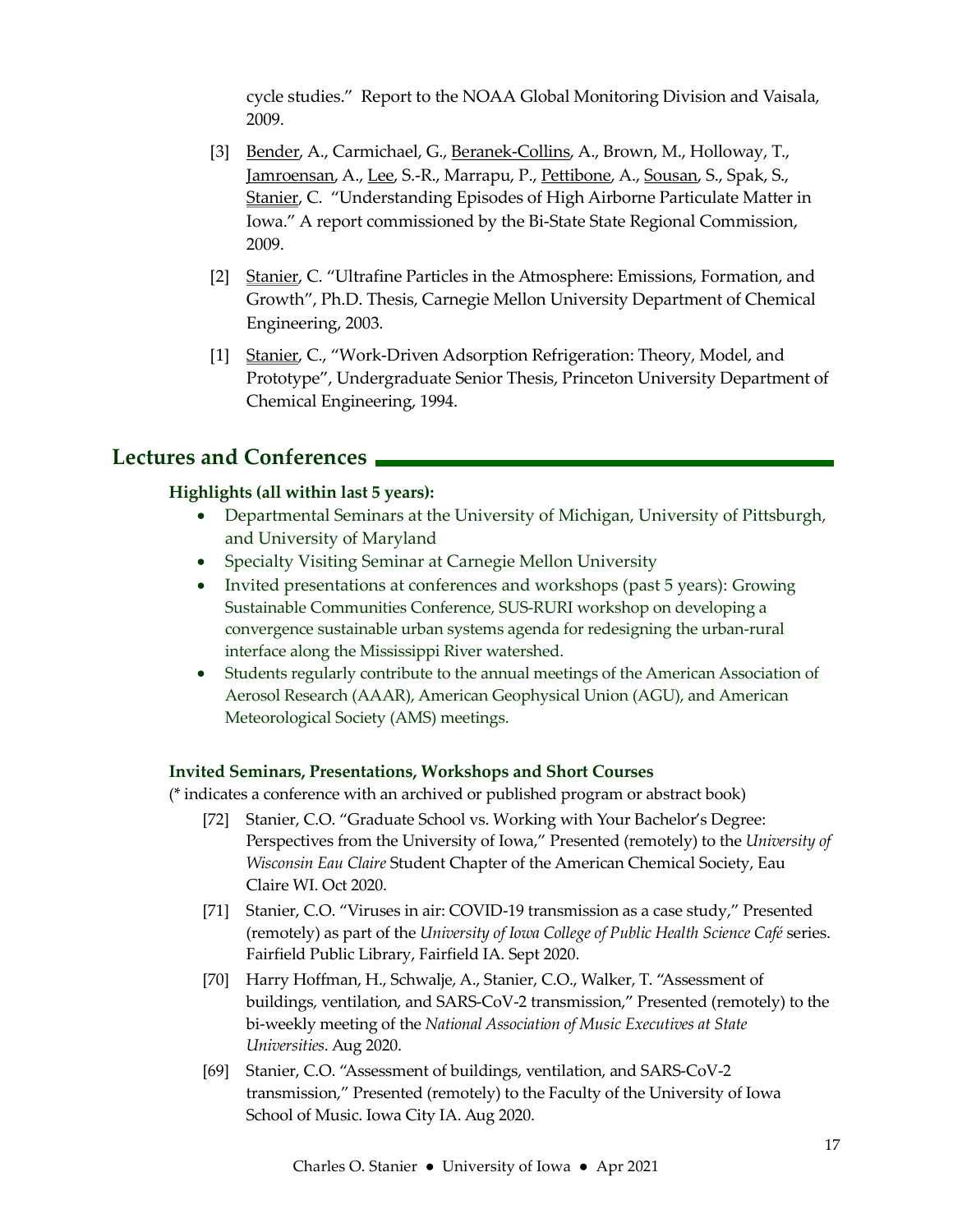cycle studies." Report to the NOAA Global Monitoring Division and Vaisala, 2009.

[3] Bender, A., Carmichael, G., Beranek-Collins, A., Brown, M., Holloway, T., Jamroensan, A., Lee, S.-R., Marrapu, P., Pettibone, A., Sousan, S., Spak, S., Stanier, C. "Understanding Episodes of High Airborne Particulate Matter in Iowa." A report commissioned by the Bi-State State Regional Commission, 2009.

[2] Stanier, C. "Ultrafine Particles in the Atmosphere: Emissions, Formation, and Growth", Ph.D. Thesis, Carnegie Mellon University Department of Chemical Engineering, 2003.

[1] Stanier, C., "Work-Driven Adsorption Refrigeration: Theory, Model, and Prototype", Undergraduate Senior Thesis, Princeton University Department of Chemical Engineering, 1994.

## Lectures and Conferences

**Highlights (all within last 5 years):**

- Departmental Seminars at the University of Michigan, University of Pittsburgh, and University of Maryland
- Specialty Visiting Seminar at Carnegie Mellon University
- Invited presentations at conferences and workshops (past 5 years): Growing Sustainable Communities Conference, SUS-RURI workshop on developing a convergence sustainable urban systems agenda for redesigning the urban-rural interface along the Mississippi River watershed.
- Students regularly contribute to the annual meetings of the American Association of Aerosol Research (AAAR), American Geophysical Union (AGU), and American Meteorological Society (AMS) meetings.

**Invited Seminars, Presentations, Workshops and Short Courses**

(* indicates a conference with an archived or published program or abstract book)

[72] Stanier, C.O. "Graduate School vs. Working with Your Bachelor's Degree: Perspectives from the University of Iowa," Presented (remotely) to the *University of Wisconsin Eau Claire* Student Chapter of the American Chemical Society, Eau Claire WI. Oct 2020.

[71] Stanier, C.O. "Viruses in air: COVID-19 transmission as a case study," Presented (remotely) as part of the *University of Iowa College of Public Health Science Café* series. Fairfield Public Library, Fairfield IA. Sept 2020.

[70] Harry Hoffman, H., Schwalje, A., Stanier, C.O., Walker, T. "Assessment of buildings, ventilation, and SARS-CoV-2 transmission," Presented (remotely) to the bi-weekly meeting of the *National Association of Music Executives at State Universities*. Aug 2020.

[69] Stanier, C.O. "Assessment of buildings, ventilation, and SARS-CoV-2 transmission," Presented (remotely) to the Faculty of the University of Iowa School of Music. Iowa City IA. Aug 2020.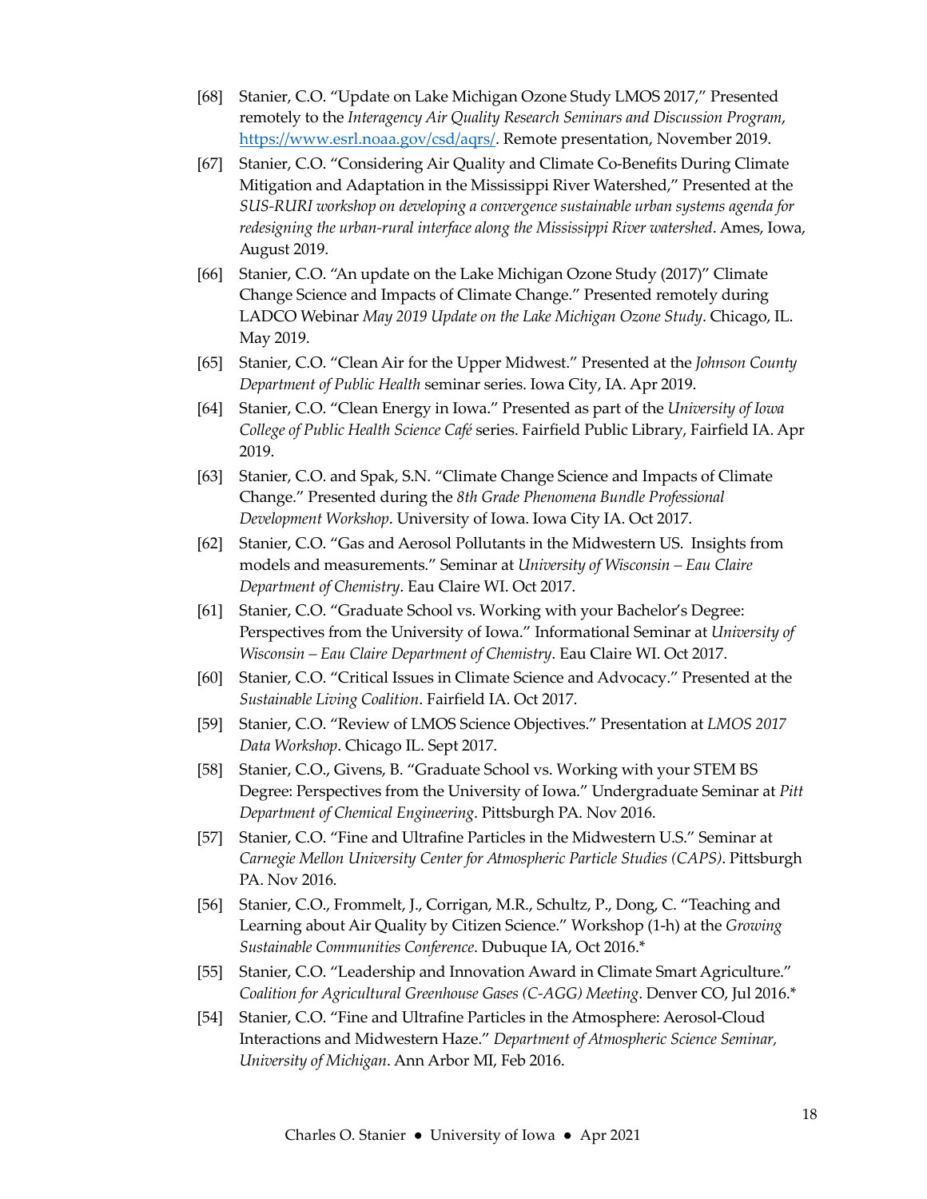[68] Stanier, C.O. "Update on Lake Michigan Ozone Study LMOS 2017," Presented remotely to the *Interagency Air Quality Research Seminars and Discussion Program*, https://www.esrl.noaa.gov/csd/aqrs/. Remote presentation, November 2019.

[67] Stanier, C.O. "Considering Air Quality and Climate Co-Benefits During Climate Mitigation and Adaptation in the Mississippi River Watershed," Presented at the *SUS-RURI workshop on developing a convergence sustainable urban systems agenda for redesigning the urban-rural interface along the Mississippi River watershed*. Ames, Iowa, August 2019.

[66] Stanier, C.O. "An update on the Lake Michigan Ozone Study (2017)" Climate Change Science and Impacts of Climate Change." Presented remotely during LADCO Webinar *May 2019 Update on the Lake Michigan Ozone Study*. Chicago, IL. May 2019.

[65] Stanier, C.O. "Clean Air for the Upper Midwest." Presented at the *Johnson County Department of Public Health* seminar series. Iowa City, IA. Apr 2019.

[64] Stanier, C.O. "Clean Energy in Iowa." Presented as part of the *University of Iowa College of Public Health Science Café* series. Fairfield Public Library, Fairfield IA. Apr 2019.

[63] Stanier, C.O. and Spak, S.N. "Climate Change Science and Impacts of Climate Change." Presented during the *8th Grade Phenomena Bundle Professional Development Workshop*. University of Iowa. Iowa City IA. Oct 2017.

[62] Stanier, C.O. "Gas and Aerosol Pollutants in the Midwestern US. Insights from models and measurements." Seminar at *University of Wisconsin – Eau Claire Department of Chemistry*. Eau Claire WI. Oct 2017.

[61] Stanier, C.O. "Graduate School vs. Working with your Bachelor's Degree: Perspectives from the University of Iowa." Informational Seminar at *University of Wisconsin – Eau Claire Department of Chemistry*. Eau Claire WI. Oct 2017.

[60] Stanier, C.O. "Critical Issues in Climate Science and Advocacy." Presented at the *Sustainable Living Coalition*. Fairfield IA. Oct 2017.

[59] Stanier, C.O. "Review of LMOS Science Objectives." Presentation at *LMOS 2017 Data Workshop*. Chicago IL. Sept 2017.

[58] Stanier, C.O., Givens, B. "Graduate School vs. Working with your STEM BS Degree: Perspectives from the University of Iowa." Undergraduate Seminar at *Pitt Department of Chemical Engineering*. Pittsburgh PA. Nov 2016.

[57] Stanier, C.O. "Fine and Ultrafine Particles in the Midwestern U.S." Seminar at *Carnegie Mellon University Center for Atmospheric Particle Studies (CAPS)*. Pittsburgh PA. Nov 2016.

[56] Stanier, C.O., Frommelt, J., Corrigan, M.R., Schultz, P., Dong, C. "Teaching and Learning about Air Quality by Citizen Science." Workshop (1-h) at the *Growing Sustainable Communities Conference*. Dubuque IA, Oct 2016.*

[55] Stanier, C.O. "Leadership and Innovation Award in Climate Smart Agriculture." *Coalition for Agricultural Greenhouse Gases (C-AGG) Meeting*. Denver CO, Jul 2016.*

[54] Stanier, C.O. "Fine and Ultrafine Particles in the Atmosphere: Aerosol-Cloud Interactions and Midwestern Haze." *Department of Atmospheric Science Seminar, University of Michigan*. Ann Arbor MI, Feb 2016.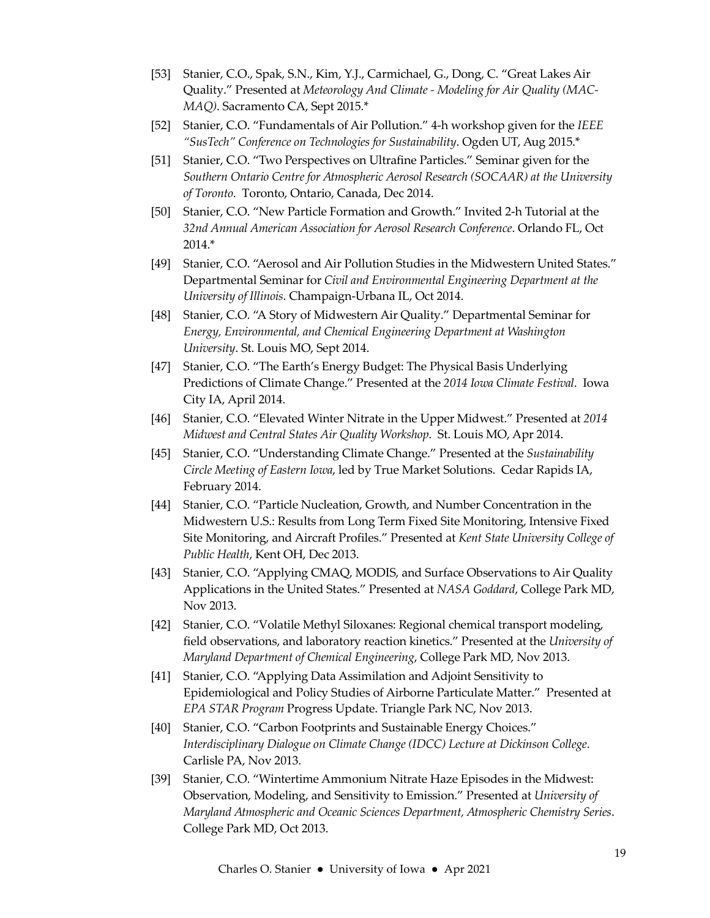[53] Stanier, C.O., Spak, S.N., Kim, Y.J., Carmichael, G., Dong, C. "Great Lakes Air Quality." Presented at *Meteorology And Climate - Modeling for Air Quality (MAC-MAQ)*. Sacramento CA, Sept 2015.*

[52] Stanier, C.O. "Fundamentals of Air Pollution." 4-h workshop given for the *IEEE "SusTech" Conference on Technologies for Sustainability*. Ogden UT, Aug 2015.*

[51] Stanier, C.O. "Two Perspectives on Ultrafine Particles." Seminar given for the *Southern Ontario Centre for Atmospheric Aerosol Research (SOCAAR) at the University of Toronto*. Toronto, Ontario, Canada, Dec 2014.

[50] Stanier, C.O. "New Particle Formation and Growth." Invited 2-h Tutorial at the *32nd Annual American Association for Aerosol Research Conference*. Orlando FL, Oct 2014.*

[49] Stanier, C.O. "Aerosol and Air Pollution Studies in the Midwestern United States." Departmental Seminar for *Civil and Environmental Engineering Department at the University of Illinois*. Champaign-Urbana IL, Oct 2014.

[48] Stanier, C.O. "A Story of Midwestern Air Quality." Departmental Seminar for *Energy, Environmental, and Chemical Engineering Department at Washington University*. St. Louis MO, Sept 2014.

[47] Stanier, C.O. "The Earth's Energy Budget: The Physical Basis Underlying Predictions of Climate Change." Presented at the *2014 Iowa Climate Festival*. Iowa City IA, April 2014.

[46] Stanier, C.O. "Elevated Winter Nitrate in the Upper Midwest." Presented at *2014 Midwest and Central States Air Quality Workshop*. St. Louis MO, Apr 2014.

[45] Stanier, C.O. "Understanding Climate Change." Presented at the *Sustainability Circle Meeting of Eastern Iowa*, led by True Market Solutions. Cedar Rapids IA, February 2014.

[44] Stanier, C.O. "Particle Nucleation, Growth, and Number Concentration in the Midwestern U.S.: Results from Long Term Fixed Site Monitoring, Intensive Fixed Site Monitoring, and Aircraft Profiles." Presented at *Kent State University College of Public Health*, Kent OH, Dec 2013.

[43] Stanier, C.O. "Applying CMAQ, MODIS, and Surface Observations to Air Quality Applications in the United States." Presented at *NASA Goddard*, College Park MD, Nov 2013.

[42] Stanier, C.O. "Volatile Methyl Siloxanes: Regional chemical transport modeling, field observations, and laboratory reaction kinetics." Presented at the *University of Maryland Department of Chemical Engineering*, College Park MD, Nov 2013.

[41] Stanier, C.O. "Applying Data Assimilation and Adjoint Sensitivity to Epidemiological and Policy Studies of Airborne Particulate Matter." Presented at *EPA STAR Program* Progress Update. Triangle Park NC, Nov 2013.

[40] Stanier, C.O. "Carbon Footprints and Sustainable Energy Choices." *Interdisciplinary Dialogue on Climate Change (IDCC) Lecture at Dickinson College*. Carlisle PA, Nov 2013.

[39] Stanier, C.O. "Wintertime Ammonium Nitrate Haze Episodes in the Midwest: Observation, Modeling, and Sensitivity to Emission." Presented at *University of Maryland Atmospheric and Oceanic Sciences Department, Atmospheric Chemistry Series*. College Park MD, Oct 2013.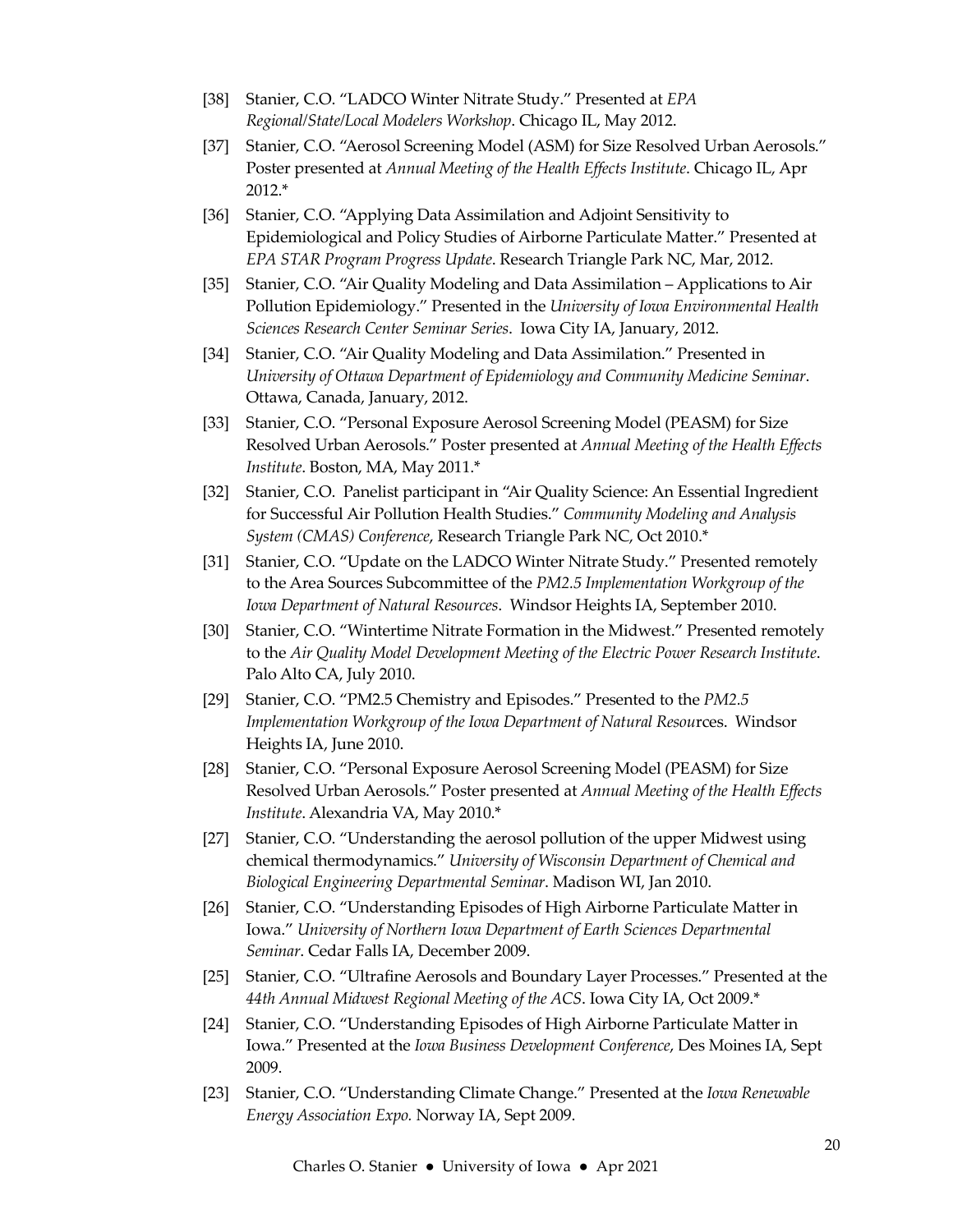[38] Stanier, C.O. "LADCO Winter Nitrate Study." Presented at *EPA Regional/State/Local Modelers Workshop*. Chicago IL, May 2012.

[37] Stanier, C.O. "Aerosol Screening Model (ASM) for Size Resolved Urban Aerosols." Poster presented at *Annual Meeting of the Health Effects Institute*. Chicago IL, Apr 2012.*

[36] Stanier, C.O. "Applying Data Assimilation and Adjoint Sensitivity to Epidemiological and Policy Studies of Airborne Particulate Matter." Presented at *EPA STAR Program Progress Update*. Research Triangle Park NC, Mar, 2012.

[35] Stanier, C.O. "Air Quality Modeling and Data Assimilation – Applications to Air Pollution Epidemiology." Presented in the *University of Iowa Environmental Health Sciences Research Center Seminar Series*. Iowa City IA, January, 2012.

[34] Stanier, C.O. "Air Quality Modeling and Data Assimilation." Presented in *University of Ottawa Department of Epidemiology and Community Medicine Seminar*. Ottawa, Canada, January, 2012.

[33] Stanier, C.O. "Personal Exposure Aerosol Screening Model (PEASM) for Size Resolved Urban Aerosols." Poster presented at *Annual Meeting of the Health Effects Institute*. Boston, MA, May 2011.*

[32] Stanier, C.O. Panelist participant in "Air Quality Science: An Essential Ingredient for Successful Air Pollution Health Studies." *Community Modeling and Analysis System (CMAS) Conference*, Research Triangle Park NC, Oct 2010.*

[31] Stanier, C.O. "Update on the LADCO Winter Nitrate Study." Presented remotely to the Area Sources Subcommittee of the *PM2.5 Implementation Workgroup of the Iowa Department of Natural Resources*. Windsor Heights IA, September 2010.

[30] Stanier, C.O. "Wintertime Nitrate Formation in the Midwest." Presented remotely to the *Air Quality Model Development Meeting of the Electric Power Research Institute*. Palo Alto CA, July 2010.

[29] Stanier, C.O. "PM2.5 Chemistry and Episodes." Presented to the *PM2.5 Implementation Workgroup of the Iowa Department of Natural Resou*rces. Windsor Heights IA, June 2010.

[28] Stanier, C.O. "Personal Exposure Aerosol Screening Model (PEASM) for Size Resolved Urban Aerosols." Poster presented at *Annual Meeting of the Health Effects Institute*. Alexandria VA, May 2010.*

[27] Stanier, C.O. "Understanding the aerosol pollution of the upper Midwest using chemical thermodynamics." *University of Wisconsin Department of Chemical and Biological Engineering Departmental Seminar*. Madison WI, Jan 2010.

[26] Stanier, C.O. "Understanding Episodes of High Airborne Particulate Matter in Iowa." *University of Northern Iowa Department of Earth Sciences Departmental Seminar*. Cedar Falls IA, December 2009.

[25] Stanier, C.O. "Ultrafine Aerosols and Boundary Layer Processes." Presented at the *44th Annual Midwest Regional Meeting of the ACS*. Iowa City IA, Oct 2009.*

[24] Stanier, C.O. "Understanding Episodes of High Airborne Particulate Matter in Iowa." Presented at the *Iowa Business Development Conference*, Des Moines IA, Sept 2009.

[23] Stanier, C.O. "Understanding Climate Change." Presented at the *Iowa Renewable Energy Association Expo.* Norway IA, Sept 2009.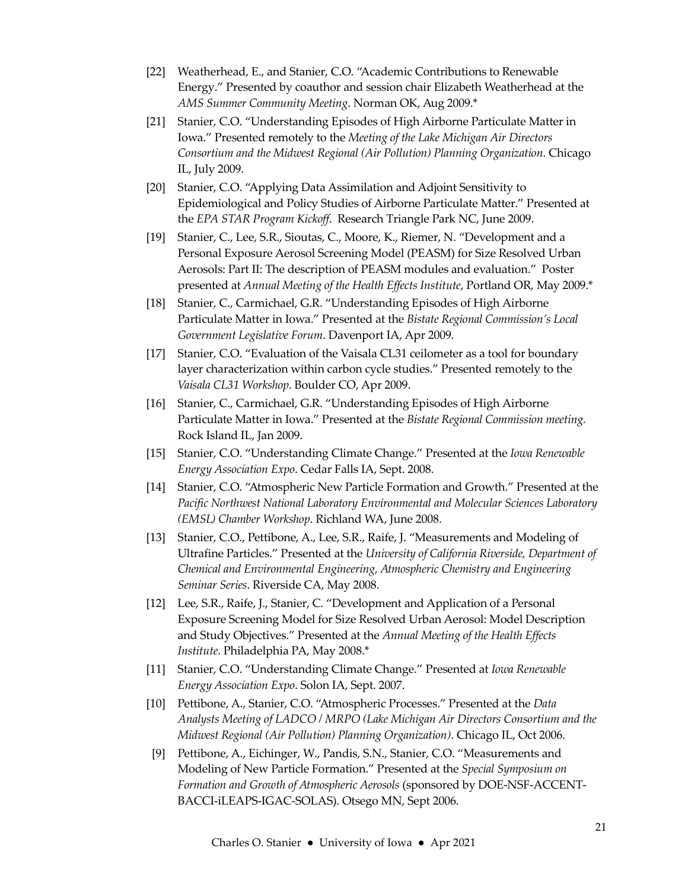[22] Weatherhead, E., and Stanier, C.O. "Academic Contributions to Renewable Energy." Presented by coauthor and session chair Elizabeth Weatherhead at the *AMS Summer Community Meeting*. Norman OK, Aug 2009.*

[21] Stanier, C.O. "Understanding Episodes of High Airborne Particulate Matter in Iowa." Presented remotely to the *Meeting of the Lake Michigan Air Directors Consortium and the Midwest Regional (Air Pollution) Planning Organization*. Chicago IL, July 2009.

[20] Stanier, C.O. "Applying Data Assimilation and Adjoint Sensitivity to Epidemiological and Policy Studies of Airborne Particulate Matter." Presented at the *EPA STAR Program Kickoff*. Research Triangle Park NC, June 2009.

[19] Stanier, C., Lee, S.R., Sioutas, C., Moore, K., Riemer, N. "Development and a Personal Exposure Aerosol Screening Model (PEASM) for Size Resolved Urban Aerosols: Part II: The description of PEASM modules and evaluation." Poster presented at *Annual Meeting of the Health Effects Institute*, Portland OR, May 2009.*

[18] Stanier, C., Carmichael, G.R. "Understanding Episodes of High Airborne Particulate Matter in Iowa." Presented at the *Bistate Regional Commission's Local Government Legislative Forum*. Davenport IA, Apr 2009.

[17] Stanier, C.O. "Evaluation of the Vaisala CL31 ceilometer as a tool for boundary layer characterization within carbon cycle studies." Presented remotely to the *Vaisala CL31 Workshop*. Boulder CO, Apr 2009.

[16] Stanier, C., Carmichael, G.R. "Understanding Episodes of High Airborne Particulate Matter in Iowa." Presented at the *Bistate Regional Commission meeting.* Rock Island IL, Jan 2009.

[15] Stanier, C.O. "Understanding Climate Change." Presented at the *Iowa Renewable Energy Association Expo*. Cedar Falls IA, Sept. 2008.

[14] Stanier, C.O. "Atmospheric New Particle Formation and Growth." Presented at the *Pacific Northwest National Laboratory Environmental and Molecular Sciences Laboratory (EMSL) Chamber Workshop*. Richland WA, June 2008.

[13] Stanier, C.O., Pettibone, A., Lee, S.R., Raife, J. "Measurements and Modeling of Ultrafine Particles." Presented at the *University of California Riverside, Department of Chemical and Environmental Engineering, Atmospheric Chemistry and Engineering Seminar Series*. Riverside CA, May 2008.

[12] Lee, S.R., Raife, J., Stanier, C. "Development and Application of a Personal Exposure Screening Model for Size Resolved Urban Aerosol: Model Description and Study Objectives." Presented at the *Annual Meeting of the Health Effects Institute*. Philadelphia PA, May 2008.*

[11] Stanier, C.O. "Understanding Climate Change." Presented at *Iowa Renewable Energy Association Expo*. Solon IA, Sept. 2007.

[10] Pettibone, A., Stanier, C.O. "Atmospheric Processes." Presented at the *Data Analysts Meeting of LADCO / MRPO (Lake Michigan Air Directors Consortium and the Midwest Regional (Air Pollution) Planning Organization)*. Chicago IL, Oct 2006.

[9] Pettibone, A., Eichinger, W., Pandis, S.N., Stanier, C.O. "Measurements and Modeling of New Particle Formation." Presented at the *Special Symposium on Formation and Growth of Atmospheric Aerosols* (sponsored by DOE-NSF-ACCENT-BACCI-iLEAPS-IGAC-SOLAS). Otsego MN, Sept 2006.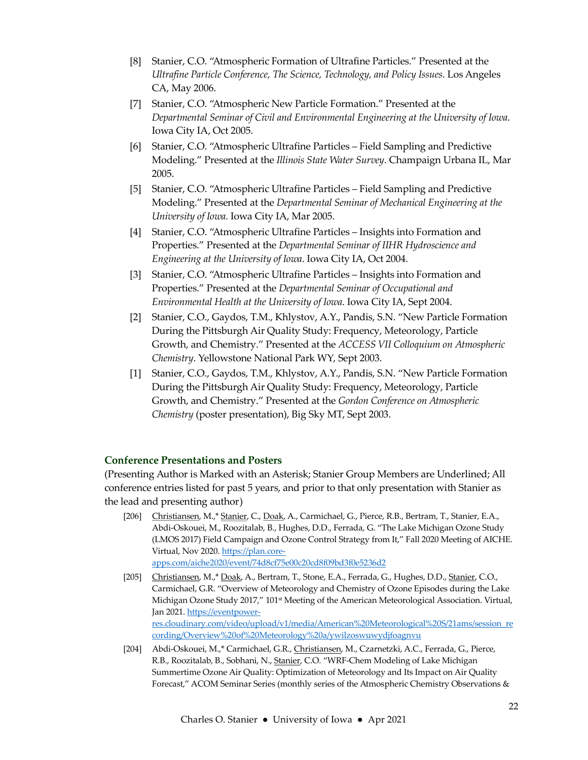[8] Stanier, C.O. "Atmospheric Formation of Ultrafine Particles." Presented at the *Ultrafine Particle Conference, The Science, Technology, and Policy Issues*. Los Angeles CA, May 2006.

[7] Stanier, C.O. "Atmospheric New Particle Formation." Presented at the *Departmental Seminar of Civil and Environmental Engineering at the University of Iowa*. Iowa City IA, Oct 2005.

[6] Stanier, C.O. "Atmospheric Ultrafine Particles – Field Sampling and Predictive Modeling." Presented at the *Illinois State Water Survey*. Champaign Urbana IL, Mar 2005.

[5] Stanier, C.O. "Atmospheric Ultrafine Particles – Field Sampling and Predictive Modeling." Presented at the *Departmental Seminar of Mechanical Engineering at the University of Iowa*. Iowa City IA, Mar 2005.

[4] Stanier, C.O. "Atmospheric Ultrafine Particles – Insights into Formation and Properties." Presented at the *Departmental Seminar of IIHR Hydroscience and Engineering at the University of Iowa*. Iowa City IA, Oct 2004.

[3] Stanier, C.O. "Atmospheric Ultrafine Particles – Insights into Formation and Properties." Presented at the *Departmental Seminar of Occupational and Environmental Health at the University of Iowa*. Iowa City IA, Sept 2004.

[2] Stanier, C.O., Gaydos, T.M., Khlystov, A.Y., Pandis, S.N. "New Particle Formation During the Pittsburgh Air Quality Study: Frequency, Meteorology, Particle Growth, and Chemistry." Presented at the *ACCESS VII Colloquium on Atmospheric Chemistry*. Yellowstone National Park WY, Sept 2003.

[1] Stanier, C.O., Gaydos, T.M., Khlystov, A.Y., Pandis, S.N. "New Particle Formation During the Pittsburgh Air Quality Study: Frequency, Meteorology, Particle Growth, and Chemistry." Presented at the *Gordon Conference on Atmospheric Chemistry* (poster presentation), Big Sky MT, Sept 2003.

### Conference Presentations and Posters

(Presenting Author is Marked with an Asterisk; Stanier Group Members are Underlined; All conference entries listed for past 5 years, and prior to that only presentation with Stanier as the lead and presenting author)

[206] <u>Christiansen</u>, M.,* <u>Stanier</u>, C., <u>Doak</u>, A., Carmichael, G., Pierce, R.B., Bertram, T., Stanier, E.A., Abdi-Oskouei, M., Roozitalab, B., Hughes, D.D., Ferrada, G. "The Lake Michigan Ozone Study (LMOS 2017) Field Campaign and Ozone Control Strategy from It," Fall 2020 Meeting of AICHE. Virtual, Nov 2020. https://plan.core-apps.com/aiche2020/event/74d8cf75e00c20cd8f09bd3f0e5236d2

[205] <u>Christiansen</u>, M.,* <u>Doak</u>, A., Bertram, T., Stone, E.A., Ferrada, G., Hughes, D.D., <u>Stanier</u>, C.O., Carmichael, G.R. "Overview of Meteorology and Chemistry of Ozone Episodes during the Lake Michigan Ozone Study 2017," 101st Meeting of the American Meteorological Association. Virtual, Jan 2021. https://eventpower-res.cloudinary.com/video/upload/v1/media/American%20Meteorological%20S/21ams/session_recording/Overview%20of%20Meteorology%20a/ywilzoswuwydjfoagnvu

[204] Abdi-Oskouei, M.,* Carmichael, G.R., <u>Christiansen</u>, M., Czarnetzki, A.C., Ferrada, G., Pierce, R.B., Roozitalab, B., Sobhani, N., <u>Stanier</u>, C.O. "WRF-Chem Modeling of Lake Michigan Summertime Ozone Air Quality: Optimization of Meteorology and Its Impact on Air Quality Forecast," ACOM Seminar Series (monthly series of the Atmospheric Chemistry Observations &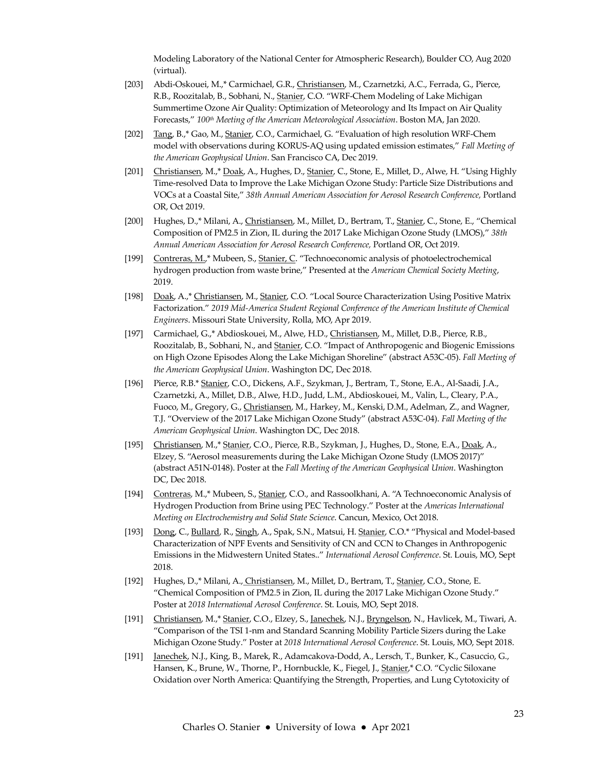Modeling Laboratory of the National Center for Atmospheric Research), Boulder CO, Aug 2020 (virtual).

[203] Abdi-Oskouei, M.,* Carmichael, G.R., Christiansen, M., Czarnetzki, A.C., Ferrada, G., Pierce, R.B., Roozitalab, B., Sobhani, N., Stanier, C.O. "WRF-Chem Modeling of Lake Michigan Summertime Ozone Air Quality: Optimization of Meteorology and Its Impact on Air Quality Forecasts," *100th Meeting of the American Meteorological Association*. Boston MA, Jan 2020.

[202] Tang, B.,* Gao, M., Stanier, C.O., Carmichael, G. "Evaluation of high resolution WRF-Chem model with observations during KORUS-AQ using updated emission estimates," *Fall Meeting of the American Geophysical Union*. San Francisco CA, Dec 2019.

[201] Christiansen, M.,* Doak, A., Hughes, D., Stanier, C., Stone, E., Millet, D., Alwe, H. "Using Highly Time-resolved Data to Improve the Lake Michigan Ozone Study: Particle Size Distributions and VOCs at a Coastal Site," *38th Annual American Association for Aerosol Research Conference,* Portland OR, Oct 2019.

[200] Hughes, D.,* Milani, A., Christiansen, M., Millet, D., Bertram, T., Stanier, C., Stone, E., "Chemical Composition of PM2.5 in Zion, IL during the 2017 Lake Michigan Ozone Study (LMOS)," *38th Annual American Association for Aerosol Research Conference,* Portland OR, Oct 2019.

[199] Contreras, M.,* Mubeen, S., Stanier, C. "Technoeconomic analysis of photoelectrochemical hydrogen production from waste brine," Presented at the *American Chemical Society Meeting*, 2019.

[198] Doak, A.,* Christiansen, M., Stanier, C.O. "Local Source Characterization Using Positive Matrix Factorization." *2019 Mid-America Student Regional Conference of the American Institute of Chemical Engineers*. Missouri State University, Rolla, MO, Apr 2019.

[197] Carmichael, G.,* Abdioskouei, M., Alwe, H.D., Christiansen, M., Millet, D.B., Pierce, R.B., Roozitalab, B., Sobhani, N., and Stanier, C.O. "Impact of Anthropogenic and Biogenic Emissions on High Ozone Episodes Along the Lake Michigan Shoreline" (abstract A53C-05). *Fall Meeting of the American Geophysical Union*. Washington DC, Dec 2018.

[196] Pierce, R.B.* Stanier, C.O., Dickens, A.F., Szykman, J., Bertram, T., Stone, E.A., Al-Saadi, J.A., Czarnetzki, A., Millet, D.B., Alwe, H.D., Judd, L.M., Abdioskouei, M., Valin, L., Cleary, P.A., Fuoco, M., Gregory, G., Christiansen, M., Harkey, M., Kenski, D.M., Adelman, Z., and Wagner, T.J. "Overview of the 2017 Lake Michigan Ozone Study" (abstract A53C-04). *Fall Meeting of the American Geophysical Union*. Washington DC, Dec 2018.

[195] Christiansen, M.,* Stanier, C.O., Pierce, R.B., Szykman, J., Hughes, D., Stone, E.A., Doak, A., Elzey, S. "Aerosol measurements during the Lake Michigan Ozone Study (LMOS 2017)" (abstract A51N-0148). Poster at the *Fall Meeting of the American Geophysical Union*. Washington DC, Dec 2018.

[194] Contreras, M.,* Mubeen, S., Stanier, C.O., and Rassoolkhani, A. "A Technoeconomic Analysis of Hydrogen Production from Brine using PEC Technology." Poster at the *Americas International Meeting on Electrochemistry and Solid State Science*. Cancun, Mexico, Oct 2018.

[193] Dong, C., Bullard, R., Singh, A., Spak, S.N., Matsui, H. Stanier, C.O.* "Physical and Model-based Characterization of NPF Events and Sensitivity of CN and CCN to Changes in Anthropogenic Emissions in the Midwestern United States.." *International Aerosol Conference*. St. Louis, MO, Sept 2018.

[192] Hughes, D.,* Milani, A., Christiansen, M., Millet, D., Bertram, T., Stanier, C.O., Stone, E. "Chemical Composition of PM2.5 in Zion, IL during the 2017 Lake Michigan Ozone Study." Poster at *2018 International Aerosol Conference*. St. Louis, MO, Sept 2018.

[191] Christiansen, M.,* Stanier, C.O., Elzey, S., Janechek, N.J., Bryngelson, N., Havlicek, M., Tiwari, A. "Comparison of the TSI 1-nm and Standard Scanning Mobility Particle Sizers during the Lake Michigan Ozone Study." Poster at *2018 International Aerosol Conference*. St. Louis, MO, Sept 2018.

[191] Janechek, N.J., King, B., Marek, R., Adamcakova-Dodd, A., Lersch, T., Bunker, K., Casuccio, G., Hansen, K., Brune, W., Thorne, P., Hornbuckle, K., Fiegel, J., Stanier,* C.O. "Cyclic Siloxane Oxidation over North America: Quantifying the Strength, Properties, and Lung Cytotoxicity of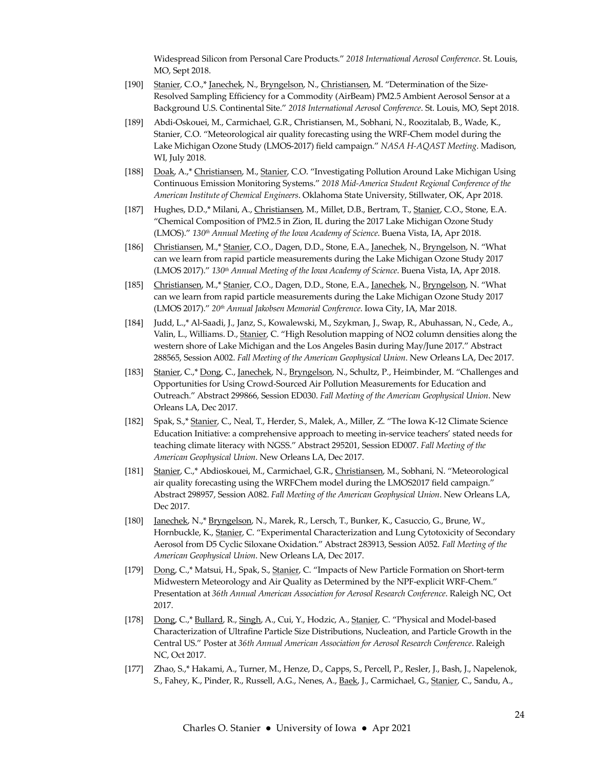Widespread Silicon from Personal Care Products." *2018 International Aerosol Conference*. St. Louis, MO, Sept 2018.

[190] Stanier, C.O.,* Janechek, N., Bryngelson, N., Christiansen, M. "Determination of the Size-Resolved Sampling Efficiency for a Commodity (AirBeam) PM2.5 Ambient Aerosol Sensor at a Background U.S. Continental Site." *2018 International Aerosol Conference*. St. Louis, MO, Sept 2018.

[189] Abdi-Oskouei, M., Carmichael, G.R., Christiansen, M., Sobhani, N., Roozitalab, B., Wade, K., Stanier, C.O. "Meteorological air quality forecasting using the WRF-Chem model during the Lake Michigan Ozone Study (LMOS-2017) field campaign." *NASA H-AQAST Meeting*. Madison, WI, July 2018.

[188] Doak, A.,* Christiansen, M., Stanier, C.O. "Investigating Pollution Around Lake Michigan Using Continuous Emission Monitoring Systems." *2018 Mid-America Student Regional Conference of the American Institute of Chemical Engineers*. Oklahoma State University, Stillwater, OK, Apr 2018.

[187] Hughes, D.D.,* Milani, A., Christiansen, M., Millet, D.B., Bertram, T., Stanier, C.O., Stone, E.A. "Chemical Composition of PM2.5 in Zion, IL during the 2017 Lake Michigan Ozone Study (LMOS)." *130th Annual Meeting of the Iowa Academy of Science*. Buena Vista, IA, Apr 2018.

[186] Christiansen, M.,* Stanier, C.O., Dagen, D.D., Stone, E.A., Janechek, N., Bryngelson, N. "What can we learn from rapid particle measurements during the Lake Michigan Ozone Study 2017 (LMOS 2017)." *130th Annual Meeting of the Iowa Academy of Science*. Buena Vista, IA, Apr 2018.

[185] Christiansen, M.,* Stanier, C.O., Dagen, D.D., Stone, E.A., Janechek, N., Bryngelson, N. "What can we learn from rapid particle measurements during the Lake Michigan Ozone Study 2017 (LMOS 2017)." *20th Annual Jakobsen Memorial Conference*. Iowa City, IA, Mar 2018.

[184] Judd, L.,* Al-Saadi, J., Janz, S., Kowalewski, M., Szykman, J., Swap, R., Abuhassan, N., Cede, A., Valin, L., Williams. D., Stanier, C. "High Resolution mapping of NO2 column densities along the western shore of Lake Michigan and the Los Angeles Basin during May/June 2017." Abstract 288565, Session A002. *Fall Meeting of the American Geophysical Union*. New Orleans LA, Dec 2017.

[183] Stanier, C.,* Dong, C., Janechek, N., Bryngelson, N., Schultz, P., Heimbinder, M. "Challenges and Opportunities for Using Crowd-Sourced Air Pollution Measurements for Education and Outreach." Abstract 299866, Session ED030. *Fall Meeting of the American Geophysical Union*. New Orleans LA, Dec 2017.

[182] Spak, S.,* Stanier, C., Neal, T., Herder, S., Malek, A., Miller, Z. "The Iowa K-12 Climate Science Education Initiative: a comprehensive approach to meeting in-service teachers' stated needs for teaching climate literacy with NGSS." Abstract 295201, Session ED007. *Fall Meeting of the American Geophysical Union*. New Orleans LA, Dec 2017.

[181] Stanier, C.,* Abdioskouei, M., Carmichael, G.R., Christiansen, M., Sobhani, N. "Meteorological air quality forecasting using the WRFChem model during the LMOS2017 field campaign." Abstract 298957, Session A082. *Fall Meeting of the American Geophysical Union*. New Orleans LA, Dec 2017.

[180] Janechek, N.,* Bryngelson, N., Marek, R., Lersch, T., Bunker, K., Casuccio, G., Brune, W., Hornbuckle, K., Stanier, C. "Experimental Characterization and Lung Cytotoxicity of Secondary Aerosol from D5 Cyclic Siloxane Oxidation." Abstract 283913, Session A052. *Fall Meeting of the American Geophysical Union*. New Orleans LA, Dec 2017.

[179] Dong, C.,* Matsui, H., Spak, S., Stanier, C. "Impacts of New Particle Formation on Short-term Midwestern Meteorology and Air Quality as Determined by the NPF-explicit WRF-Chem." Presentation at *36th Annual American Association for Aerosol Research Conference*. Raleigh NC, Oct 2017.

[178] Dong, C.,* Bullard, R., Singh, A., Cui, Y., Hodzic, A., Stanier, C. "Physical and Model-based Characterization of Ultrafine Particle Size Distributions, Nucleation, and Particle Growth in the Central US." Poster at *36th Annual American Association for Aerosol Research Conference*. Raleigh NC, Oct 2017.

[177] Zhao, S.,* Hakami, A., Turner, M., Henze, D., Capps, S., Percell, P., Resler, J., Bash, J., Napelenok, S., Fahey, K., Pinder, R., Russell, A.G., Nenes, A., Baek, J., Carmichael, G., Stanier, C., Sandu, A.,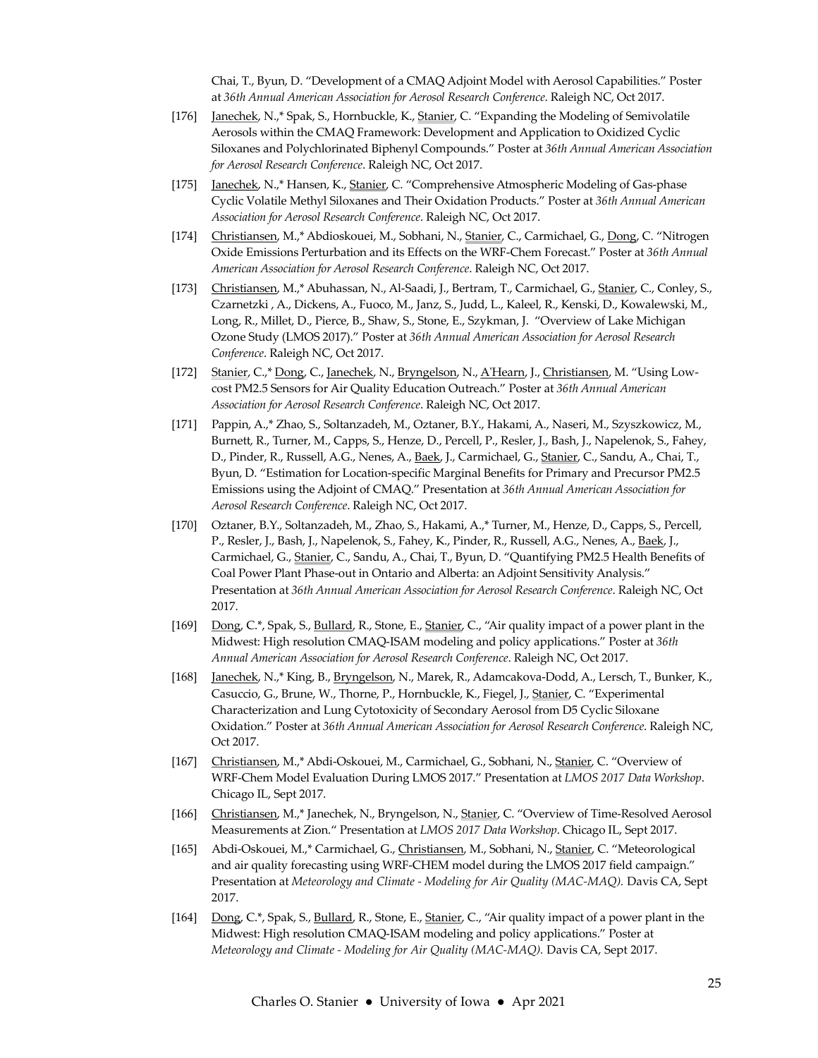Chai, T., Byun, D. "Development of a CMAQ Adjoint Model with Aerosol Capabilities." Poster at *36th Annual American Association for Aerosol Research Conference*. Raleigh NC, Oct 2017.

[176] Janechek, N.,* Spak, S., Hornbuckle, K., Stanier, C. "Expanding the Modeling of Semivolatile Aerosols within the CMAQ Framework: Development and Application to Oxidized Cyclic Siloxanes and Polychlorinated Biphenyl Compounds." Poster at *36th Annual American Association for Aerosol Research Conference*. Raleigh NC, Oct 2017.

[175] Janechek, N.,* Hansen, K., Stanier, C. "Comprehensive Atmospheric Modeling of Gas-phase Cyclic Volatile Methyl Siloxanes and Their Oxidation Products." Poster at *36th Annual American Association for Aerosol Research Conference*. Raleigh NC, Oct 2017.

[174] Christiansen, M.,* Abdioskouei, M., Sobhani, N., Stanier, C., Carmichael, G., Dong, C. "Nitrogen Oxide Emissions Perturbation and its Effects on the WRF-Chem Forecast." Poster at *36th Annual American Association for Aerosol Research Conference*. Raleigh NC, Oct 2017.

[173] Christiansen, M.,* Abuhassan, N., Al-Saadi, J., Bertram, T., Carmichael, G., Stanier, C., Conley, S., Czarnetzki , A., Dickens, A., Fuoco, M., Janz, S., Judd, L., Kaleel, R., Kenski, D., Kowalewski, M., Long, R., Millet, D., Pierce, B., Shaw, S., Stone, E., Szykman, J. "Overview of Lake Michigan Ozone Study (LMOS 2017)." Poster at *36th Annual American Association for Aerosol Research Conference*. Raleigh NC, Oct 2017.

[172] Stanier, C.,* Dong, C., Janechek, N., Bryngelson, N., A'Hearn, J., Christiansen, M. "Using Low-cost PM2.5 Sensors for Air Quality Education Outreach." Poster at *36th Annual American Association for Aerosol Research Conference*. Raleigh NC, Oct 2017.

[171] Pappin, A.,* Zhao, S., Soltanzadeh, M., Oztaner, B.Y., Hakami, A., Naseri, M., Szyszkowicz, M., Burnett, R., Turner, M., Capps, S., Henze, D., Percell, P., Resler, J., Bash, J., Napelenok, S., Fahey, D., Pinder, R., Russell, A.G., Nenes, A., Baek, J., Carmichael, G., Stanier, C., Sandu, A., Chai, T., Byun, D. "Estimation for Location-specific Marginal Benefits for Primary and Precursor PM2.5 Emissions using the Adjoint of CMAQ." Presentation at *36th Annual American Association for Aerosol Research Conference*. Raleigh NC, Oct 2017.

[170] Oztaner, B.Y., Soltanzadeh, M., Zhao, S., Hakami, A.,* Turner, M., Henze, D., Capps, S., Percell, P., Resler, J., Bash, J., Napelenok, S., Fahey, K., Pinder, R., Russell, A.G., Nenes, A., Baek, J., Carmichael, G., Stanier, C., Sandu, A., Chai, T., Byun, D. "Quantifying PM2.5 Health Benefits of Coal Power Plant Phase-out in Ontario and Alberta: an Adjoint Sensitivity Analysis." Presentation at *36th Annual American Association for Aerosol Research Conference*. Raleigh NC, Oct 2017.

[169] Dong, C.*, Spak, S., Bullard, R., Stone, E., Stanier, C., "Air quality impact of a power plant in the Midwest: High resolution CMAQ-ISAM modeling and policy applications." Poster at *36th Annual American Association for Aerosol Research Conference*. Raleigh NC, Oct 2017.

[168] Janechek, N.,* King, B., Bryngelson, N., Marek, R., Adamcakova-Dodd, A., Lersch, T., Bunker, K., Casuccio, G., Brune, W., Thorne, P., Hornbuckle, K., Fiegel, J., Stanier, C. "Experimental Characterization and Lung Cytotoxicity of Secondary Aerosol from D5 Cyclic Siloxane Oxidation." Poster at *36th Annual American Association for Aerosol Research Conference*. Raleigh NC, Oct 2017.

[167] Christiansen, M.,* Abdi-Oskouei, M., Carmichael, G., Sobhani, N., Stanier, C. "Overview of WRF-Chem Model Evaluation During LMOS 2017." Presentation at *LMOS 2017 Data Workshop*. Chicago IL, Sept 2017.

[166] Christiansen, M.,* Janechek, N., Bryngelson, N., Stanier, C. "Overview of Time-Resolved Aerosol Measurements at Zion." Presentation at *LMOS 2017 Data Workshop*. Chicago IL, Sept 2017.

[165] Abdi-Oskouei, M.,* Carmichael, G., Christiansen, M., Sobhani, N., Stanier, C. "Meteorological and air quality forecasting using WRF-CHEM model during the LMOS 2017 field campaign." Presentation at *Meteorology and Climate - Modeling for Air Quality (MAC-MAQ).* Davis CA, Sept 2017.

[164] Dong, C.*, Spak, S., Bullard, R., Stone, E., Stanier, C., "Air quality impact of a power plant in the Midwest: High resolution CMAQ-ISAM modeling and policy applications." Poster at *Meteorology and Climate - Modeling for Air Quality (MAC-MAQ).* Davis CA, Sept 2017.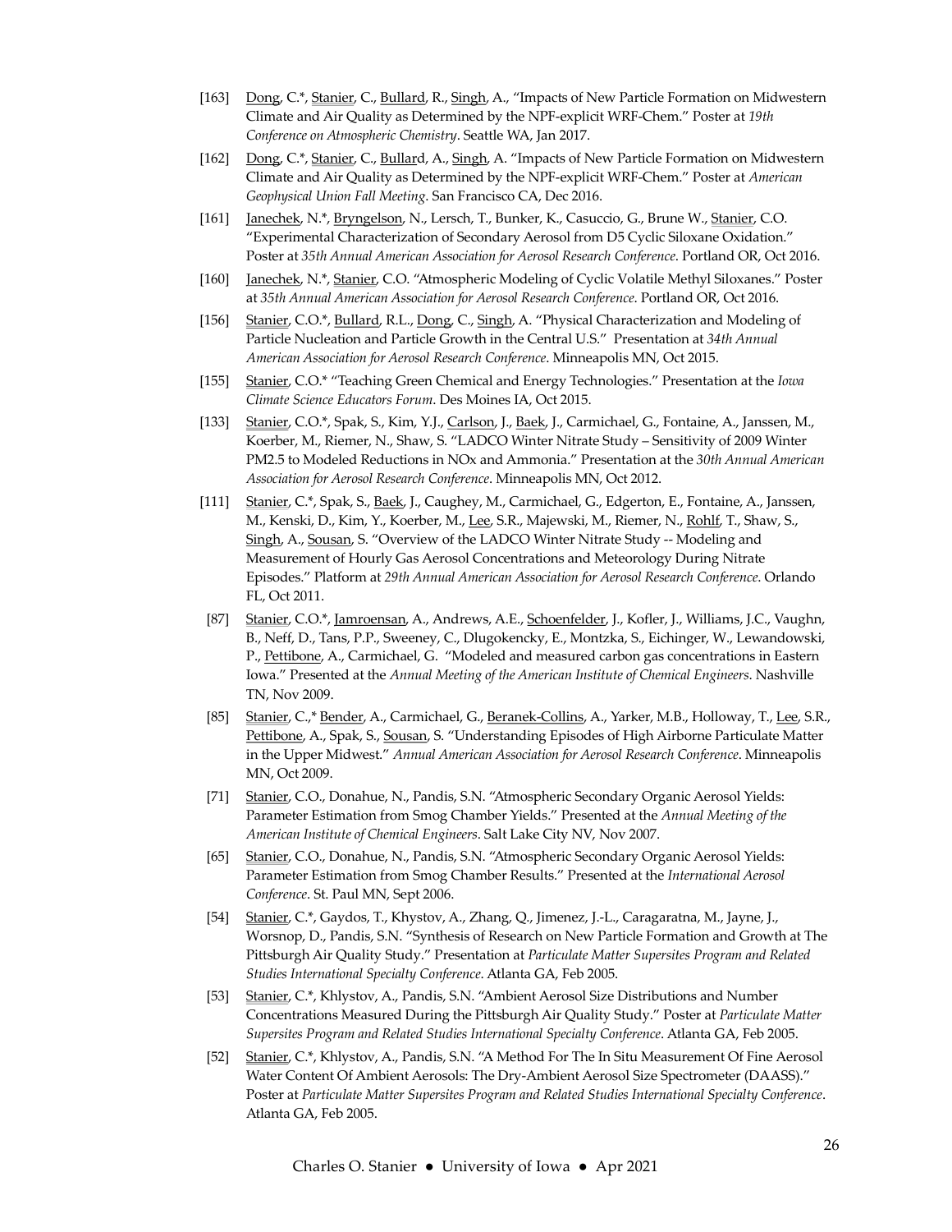[163] <u>Dong</u>, C.*, <u>Stanier</u>, C., <u>Bullard</u>, R., <u>Singh</u>, A., "Impacts of New Particle Formation on Midwestern Climate and Air Quality as Determined by the NPF-explicit WRF-Chem." Poster at *19th Conference on Atmospheric Chemistry*. Seattle WA, Jan 2017.

[162] <u>Dong</u>, C.*, <u>Stanier</u>, C., <u>Bullard</u>, A., <u>Singh</u>, A. "Impacts of New Particle Formation on Midwestern Climate and Air Quality as Determined by the NPF-explicit WRF-Chem." Poster at *American Geophysical Union Fall Meeting*. San Francisco CA, Dec 2016.

[161] <u>Janechek</u>, N.*, <u>Bryngelson</u>, N., Lersch, T., Bunker, K., Casuccio, G., Brune W., <u>Stanier</u>, C.O. "Experimental Characterization of Secondary Aerosol from D5 Cyclic Siloxane Oxidation." Poster at *35th Annual American Association for Aerosol Research Conference*. Portland OR, Oct 2016.

[160] <u>Janechek</u>, N.*, <u>Stanier</u>, C.O. "Atmospheric Modeling of Cyclic Volatile Methyl Siloxanes." Poster at *35th Annual American Association for Aerosol Research Conference*. Portland OR, Oct 2016.

[156] <u>Stanier</u>, C.O.*, <u>Bullard</u>, R.L., <u>Dong</u>, C., <u>Singh</u>, A. "Physical Characterization and Modeling of Particle Nucleation and Particle Growth in the Central U.S." Presentation at *34th Annual American Association for Aerosol Research Conference*. Minneapolis MN, Oct 2015.

[155] <u>Stanier</u>, C.O.* "Teaching Green Chemical and Energy Technologies." Presentation at the *Iowa Climate Science Educators Forum*. Des Moines IA, Oct 2015.

[133] <u>Stanier</u>, C.O.*, Spak, S., Kim, Y.J., <u>Carlson</u>, J., <u>Baek</u>, J., Carmichael, G., Fontaine, A., Janssen, M., Koerber, M., Riemer, N., Shaw, S. "LADCO Winter Nitrate Study – Sensitivity of 2009 Winter PM2.5 to Modeled Reductions in NOx and Ammonia." Presentation at the *30th Annual American Association for Aerosol Research Conference*. Minneapolis MN, Oct 2012.

[111] <u>Stanier</u>, C.*, Spak, S., <u>Baek</u>, J., Caughey, M., Carmichael, G., Edgerton, E., Fontaine, A., Janssen, M., Kenski, D., Kim, Y., Koerber, M., <u>Lee</u>, S.R., Majewski, M., Riemer, N., <u>Rohlf</u>, T., Shaw, S., <u>Singh</u>, A., <u>Sousan</u>, S. "Overview of the LADCO Winter Nitrate Study -- Modeling and Measurement of Hourly Gas Aerosol Concentrations and Meteorology During Nitrate Episodes." Platform at *29th Annual American Association for Aerosol Research Conference*. Orlando FL, Oct 2011.

[87] <u>Stanier</u>, C.O.*, <u>Jamroensan</u>, A., Andrews, A.E., <u>Schoenfelder</u>, J., Kofler, J., Williams, J.C., Vaughn, B., Neff, D., Tans, P.P., Sweeney, C., Dlugokencky, E., Montzka, S., Eichinger, W., Lewandowski, P., <u>Pettibone</u>, A., Carmichael, G. "Modeled and measured carbon gas concentrations in Eastern Iowa." Presented at the *Annual Meeting of the American Institute of Chemical Engineers*. Nashville TN, Nov 2009.

[85] <u>Stanier</u>, C.,* <u>Bender</u>, A., Carmichael, G., <u>Beranek-Collins</u>, A., Yarker, M.B., Holloway, T., <u>Lee</u>, S.R., <u>Pettibone</u>, A., Spak, S., <u>Sousan</u>, S. "Understanding Episodes of High Airborne Particulate Matter in the Upper Midwest." *Annual American Association for Aerosol Research Conference*. Minneapolis MN, Oct 2009.

[71] <u>Stanier</u>, C.O., Donahue, N., Pandis, S.N. "Atmospheric Secondary Organic Aerosol Yields: Parameter Estimation from Smog Chamber Yields." Presented at the *Annual Meeting of the American Institute of Chemical Engineers*. Salt Lake City NV, Nov 2007.

[65] <u>Stanier</u>, C.O., Donahue, N., Pandis, S.N. "Atmospheric Secondary Organic Aerosol Yields: Parameter Estimation from Smog Chamber Results." Presented at the *International Aerosol Conference*. St. Paul MN, Sept 2006.

[54] <u>Stanier</u>, C.*, Gaydos, T., Khystov, A., Zhang, Q., Jimenez, J.-L., Caragaratna, M., Jayne, J., Worsnop, D., Pandis, S.N. "Synthesis of Research on New Particle Formation and Growth at The Pittsburgh Air Quality Study." Presentation at *Particulate Matter Supersites Program and Related Studies International Specialty Conference*. Atlanta GA, Feb 2005.

[53] <u>Stanier</u>, C.*, Khlystov, A., Pandis, S.N. "Ambient Aerosol Size Distributions and Number Concentrations Measured During the Pittsburgh Air Quality Study." Poster at *Particulate Matter Supersites Program and Related Studies International Specialty Conference*. Atlanta GA, Feb 2005.

[52] <u>Stanier</u>, C.*, Khlystov, A., Pandis, S.N. "A Method For The In Situ Measurement Of Fine Aerosol Water Content Of Ambient Aerosols: The Dry-Ambient Aerosol Size Spectrometer (DAASS)." Poster at *Particulate Matter Supersites Program and Related Studies International Specialty Conference*. Atlanta GA, Feb 2005.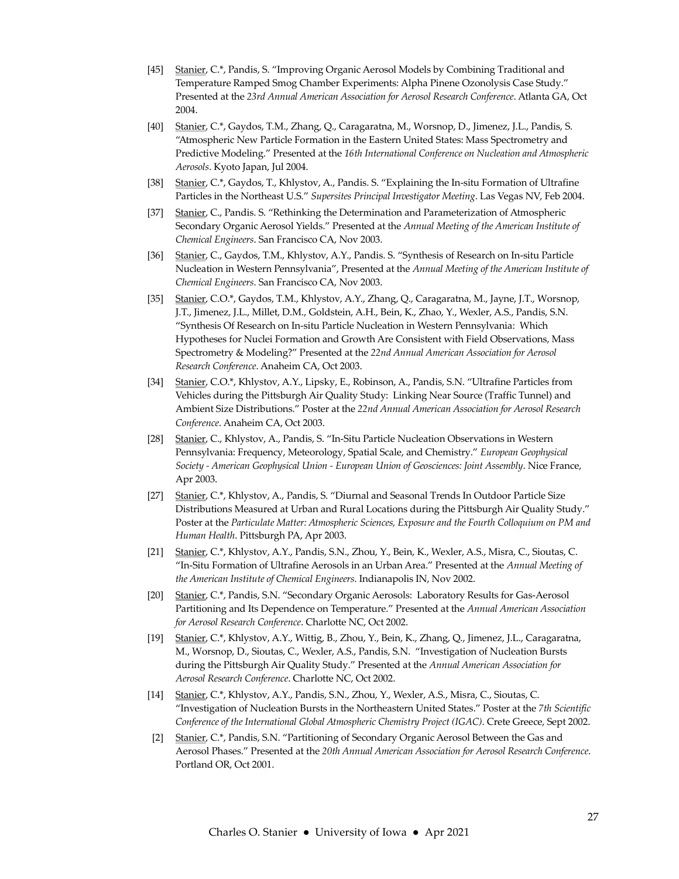[45] Stanier, C.*, Pandis, S. "Improving Organic Aerosol Models by Combining Traditional and Temperature Ramped Smog Chamber Experiments: Alpha Pinene Ozonolysis Case Study." Presented at the *23rd Annual American Association for Aerosol Research Conference*. Atlanta GA, Oct 2004.

[40] Stanier, C.*, Gaydos, T.M., Zhang, Q., Caragaratna, M., Worsnop, D., Jimenez, J.L., Pandis, S. "Atmospheric New Particle Formation in the Eastern United States: Mass Spectrometry and Predictive Modeling." Presented at the *16th International Conference on Nucleation and Atmospheric Aerosols*. Kyoto Japan, Jul 2004.

[38] Stanier, C.*, Gaydos, T., Khlystov, A., Pandis. S. "Explaining the In-situ Formation of Ultrafine Particles in the Northeast U.S." *Supersites Principal Investigator Meeting*. Las Vegas NV, Feb 2004.

[37] Stanier, C., Pandis. S. "Rethinking the Determination and Parameterization of Atmospheric Secondary Organic Aerosol Yields." Presented at the *Annual Meeting of the American Institute of Chemical Engineers*. San Francisco CA, Nov 2003.

[36] Stanier, C., Gaydos, T.M., Khlystov, A.Y., Pandis. S. "Synthesis of Research on In-situ Particle Nucleation in Western Pennsylvania", Presented at the *Annual Meeting of the American Institute of Chemical Engineers*. San Francisco CA, Nov 2003.

[35] Stanier, C.O.*, Gaydos, T.M., Khlystov, A.Y., Zhang, Q., Caragaratna, M., Jayne, J.T., Worsnop, J.T., Jimenez, J.L., Millet, D.M., Goldstein, A.H., Bein, K., Zhao, Y., Wexler, A.S., Pandis, S.N. "Synthesis Of Research on In-situ Particle Nucleation in Western Pennsylvania: Which Hypotheses for Nuclei Formation and Growth Are Consistent with Field Observations, Mass Spectrometry & Modeling?" Presented at the *22nd Annual American Association for Aerosol Research Conference*. Anaheim CA, Oct 2003.

[34] Stanier, C.O.*, Khlystov, A.Y., Lipsky, E., Robinson, A., Pandis, S.N. "Ultrafine Particles from Vehicles during the Pittsburgh Air Quality Study: Linking Near Source (Traffic Tunnel) and Ambient Size Distributions." Poster at the *22nd Annual American Association for Aerosol Research Conference*. Anaheim CA, Oct 2003.

[28] Stanier, C., Khlystov, A., Pandis, S. "In-Situ Particle Nucleation Observations in Western Pennsylvania: Frequency, Meteorology, Spatial Scale, and Chemistry." *European Geophysical Society - American Geophysical Union - European Union of Geosciences: Joint Assembly*. Nice France, Apr 2003.

[27] Stanier, C.*, Khlystov, A., Pandis, S. "Diurnal and Seasonal Trends In Outdoor Particle Size Distributions Measured at Urban and Rural Locations during the Pittsburgh Air Quality Study." Poster at the *Particulate Matter: Atmospheric Sciences, Exposure and the Fourth Colloquium on PM and Human Health*. Pittsburgh PA, Apr 2003.

[21] Stanier, C.*, Khlystov, A.Y., Pandis, S.N., Zhou, Y., Bein, K., Wexler, A.S., Misra, C., Sioutas, C. "In-Situ Formation of Ultrafine Aerosols in an Urban Area." Presented at the *Annual Meeting of the American Institute of Chemical Engineers*. Indianapolis IN, Nov 2002.

[20] Stanier, C.*, Pandis, S.N. "Secondary Organic Aerosols: Laboratory Results for Gas-Aerosol Partitioning and Its Dependence on Temperature." Presented at the *Annual American Association for Aerosol Research Conference*. Charlotte NC, Oct 2002.

[19] Stanier, C.*, Khlystov, A.Y., Wittig, B., Zhou, Y., Bein, K., Zhang, Q., Jimenez, J.L., Caragaratna, M., Worsnop, D., Sioutas, C., Wexler, A.S., Pandis, S.N. "Investigation of Nucleation Bursts during the Pittsburgh Air Quality Study." Presented at the *Annual American Association for Aerosol Research Conference*. Charlotte NC, Oct 2002.

[14] Stanier, C.*, Khlystov, A.Y., Pandis, S.N., Zhou, Y., Wexler, A.S., Misra, C., Sioutas, C. "Investigation of Nucleation Bursts in the Northeastern United States." Poster at the *7th Scientific Conference of the International Global Atmospheric Chemistry Project (IGAC)*. Crete Greece, Sept 2002.

[2] Stanier, C.*, Pandis, S.N. "Partitioning of Secondary Organic Aerosol Between the Gas and Aerosol Phases." Presented at the *20th Annual American Association for Aerosol Research Conference*. Portland OR, Oct 2001.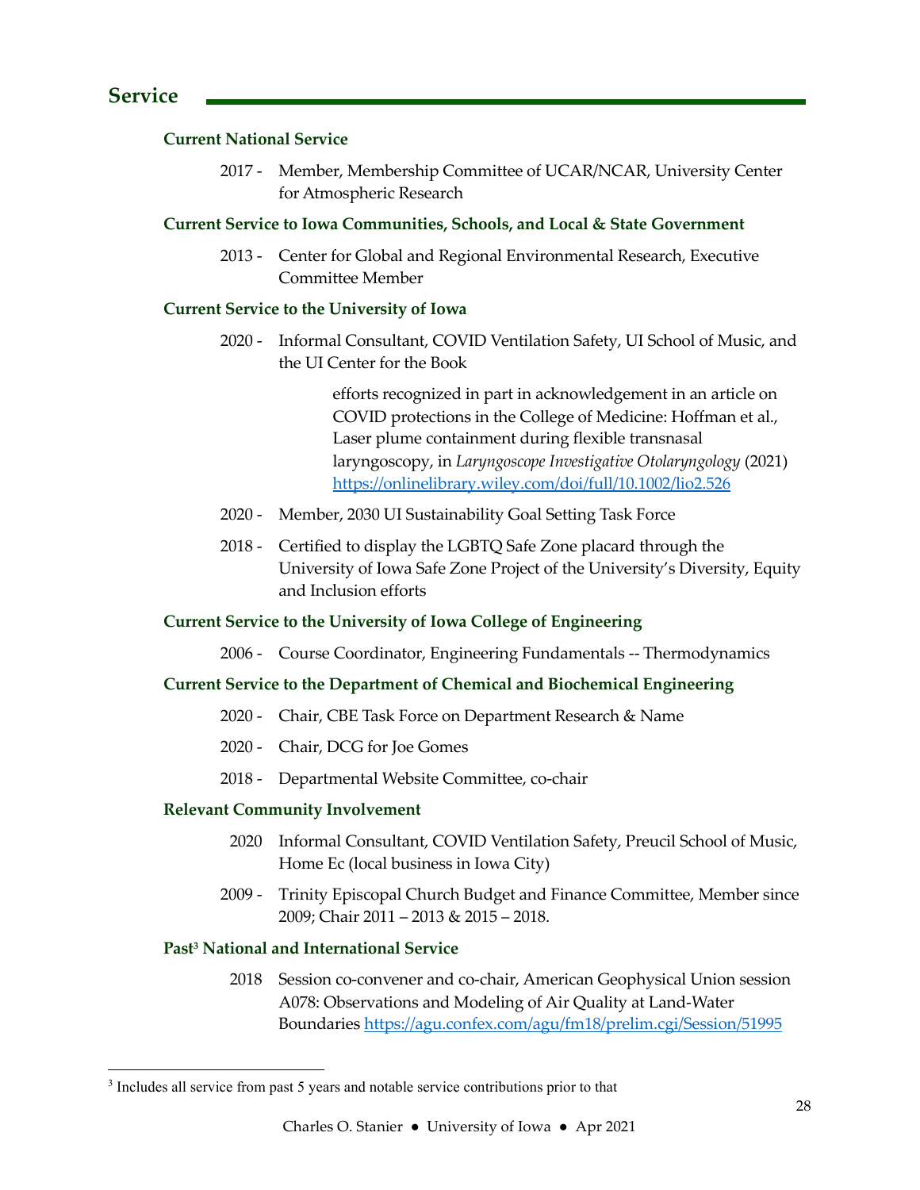## Service

### Current National Service

2017 - Member, Membership Committee of UCAR/NCAR, University Center for Atmospheric Research

### Current Service to Iowa Communities, Schools, and Local & State Government

2013 - Center for Global and Regional Environmental Research, Executive Committee Member

### Current Service to the University of Iowa

2020 - Informal Consultant, COVID Ventilation Safety, UI School of Music, and the UI Center for the Book

> efforts recognized in part in acknowledgement in an article on COVID protections in the College of Medicine: Hoffman et al., Laser plume containment during flexible transnasal laryngoscopy, in *Laryngoscope Investigative Otolaryngology* (2021) https://onlinelibrary.wiley.com/doi/full/10.1002/lio2.526

2020 - Member, 2030 UI Sustainability Goal Setting Task Force

2018 - Certified to display the LGBTQ Safe Zone placard through the University of Iowa Safe Zone Project of the University's Diversity, Equity and Inclusion efforts

### Current Service to the University of Iowa College of Engineering

2006 - Course Coordinator, Engineering Fundamentals -- Thermodynamics

### Current Service to the Department of Chemical and Biochemical Engineering

2020 - Chair, CBE Task Force on Department Research & Name

2020 - Chair, DCG for Joe Gomes

2018 - Departmental Website Committee, co-chair

### Relevant Community Involvement

2020 Informal Consultant, COVID Ventilation Safety, Preucil School of Music, Home Ec (local business in Iowa City)

2009 - Trinity Episcopal Church Budget and Finance Committee, Member since 2009; Chair 2011 – 2013 & 2015 – 2018.

### Past[3] National and International Service

2018 Session co-convener and co-chair, American Geophysical Union session A078: Observations and Modeling of Air Quality at Land-Water Boundaries https://agu.confex.com/agu/fm18/prelim.cgi/Session/51995

[3] Includes all service from past 5 years and notable service contributions prior to that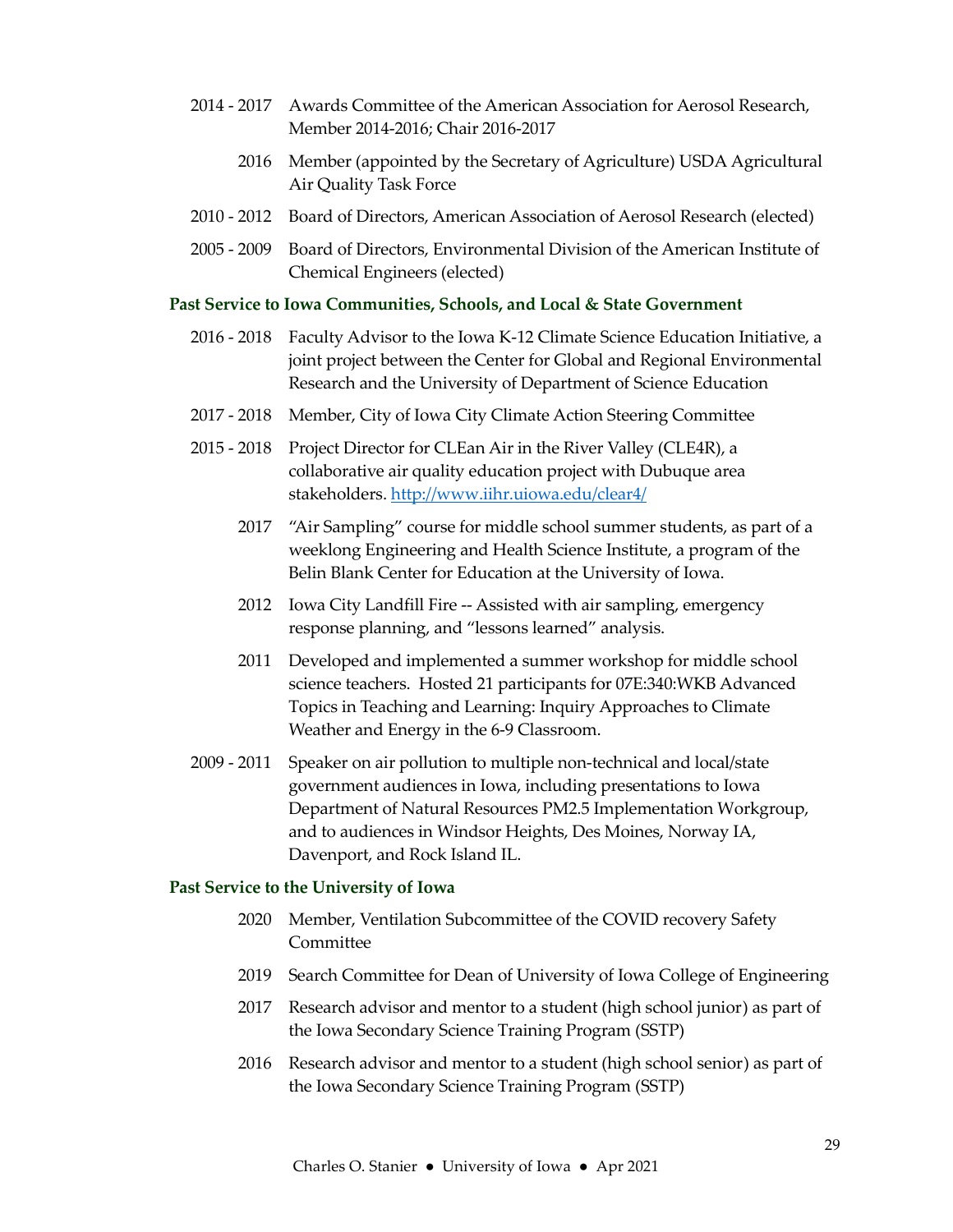2014 - 2017 Awards Committee of the American Association for Aerosol Research, Member 2014-2016; Chair 2016-2017

2016 Member (appointed by the Secretary of Agriculture) USDA Agricultural Air Quality Task Force

2010 - 2012 Board of Directors, American Association of Aerosol Research (elected)

2005 - 2009 Board of Directors, Environmental Division of the American Institute of Chemical Engineers (elected)

### Past Service to Iowa Communities, Schools, and Local & State Government

2016 - 2018 Faculty Advisor to the Iowa K-12 Climate Science Education Initiative, a joint project between the Center for Global and Regional Environmental Research and the University of Department of Science Education

2017 - 2018 Member, City of Iowa City Climate Action Steering Committee

2015 - 2018 Project Director for CLEan Air in the River Valley (CLE4R), a collaborative air quality education project with Dubuque area stakeholders. http://www.iihr.uiowa.edu/clear4/

2017 "Air Sampling" course for middle school summer students, as part of a weeklong Engineering and Health Science Institute, a program of the Belin Blank Center for Education at the University of Iowa.

2012 Iowa City Landfill Fire -- Assisted with air sampling, emergency response planning, and "lessons learned" analysis.

2011 Developed and implemented a summer workshop for middle school science teachers. Hosted 21 participants for 07E:340:WKB Advanced Topics in Teaching and Learning: Inquiry Approaches to Climate Weather and Energy in the 6-9 Classroom.

2009 - 2011 Speaker on air pollution to multiple non-technical and local/state government audiences in Iowa, including presentations to Iowa Department of Natural Resources PM2.5 Implementation Workgroup, and to audiences in Windsor Heights, Des Moines, Norway IA, Davenport, and Rock Island IL.

### Past Service to the University of Iowa

2020 Member, Ventilation Subcommittee of the COVID recovery Safety Committee

2019 Search Committee for Dean of University of Iowa College of Engineering

2017 Research advisor and mentor to a student (high school junior) as part of the Iowa Secondary Science Training Program (SSTP)

2016 Research advisor and mentor to a student (high school senior) as part of the Iowa Secondary Science Training Program (SSTP)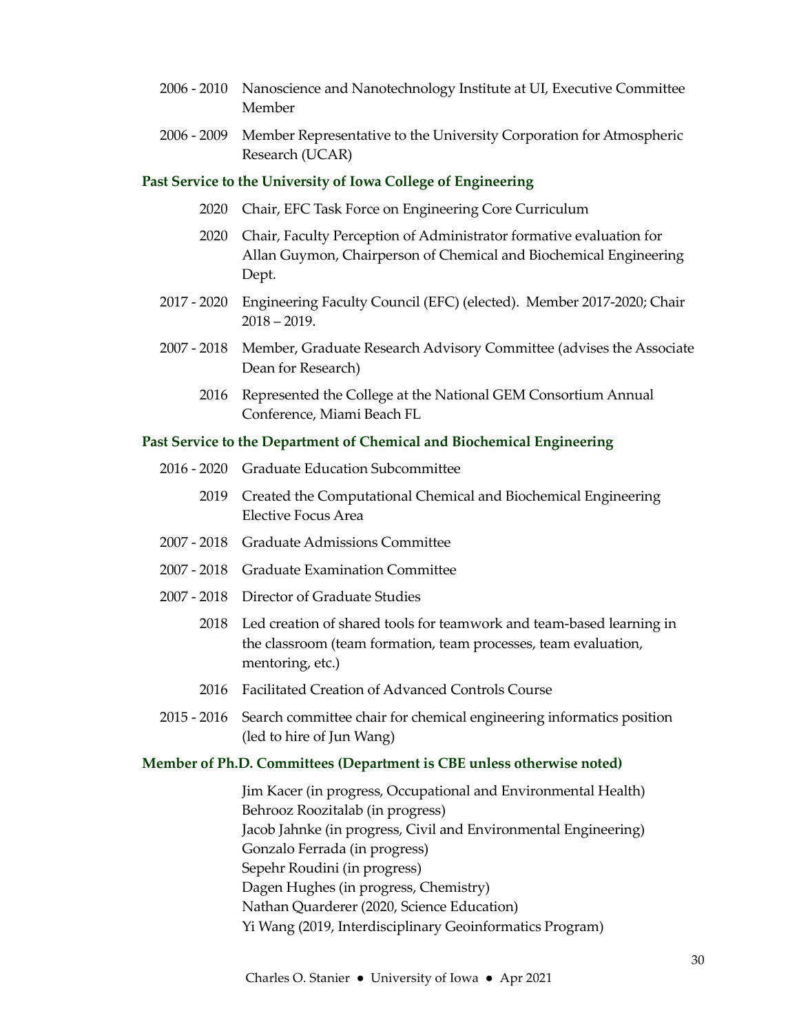2006 - 2010 Nanoscience and Nanotechnology Institute at UI, Executive Committee Member

2006 - 2009 Member Representative to the University Corporation for Atmospheric Research (UCAR)

### Past Service to the University of Iowa College of Engineering

2020 Chair, EFC Task Force on Engineering Core Curriculum

2020 Chair, Faculty Perception of Administrator formative evaluation for Allan Guymon, Chairperson of Chemical and Biochemical Engineering Dept.

2017 - 2020 Engineering Faculty Council (EFC) (elected). Member 2017-2020; Chair 2018 – 2019.

2007 - 2018 Member, Graduate Research Advisory Committee (advises the Associate Dean for Research)

2016 Represented the College at the National GEM Consortium Annual Conference, Miami Beach FL

### Past Service to the Department of Chemical and Biochemical Engineering

2016 - 2020 Graduate Education Subcommittee

2019 Created the Computational Chemical and Biochemical Engineering Elective Focus Area

2007 - 2018 Graduate Admissions Committee

2007 - 2018 Graduate Examination Committee

2007 - 2018 Director of Graduate Studies

2018 Led creation of shared tools for teamwork and team-based learning in the classroom (team formation, team processes, team evaluation, mentoring, etc.)

2016 Facilitated Creation of Advanced Controls Course

2015 - 2016 Search committee chair for chemical engineering informatics position (led to hire of Jun Wang)

### Member of Ph.D. Committees (Department is CBE unless otherwise noted)

Jim Kacer (in progress, Occupational and Environmental Health)
Behrooz Roozitalab (in progress)
Jacob Jahnke (in progress, Civil and Environmental Engineering)
Gonzalo Ferrada (in progress)
Sepehr Roudini (in progress)
Dagen Hughes (in progress, Chemistry)
Nathan Quarderer (2020, Science Education)
Yi Wang (2019, Interdisciplinary Geoinformatics Program)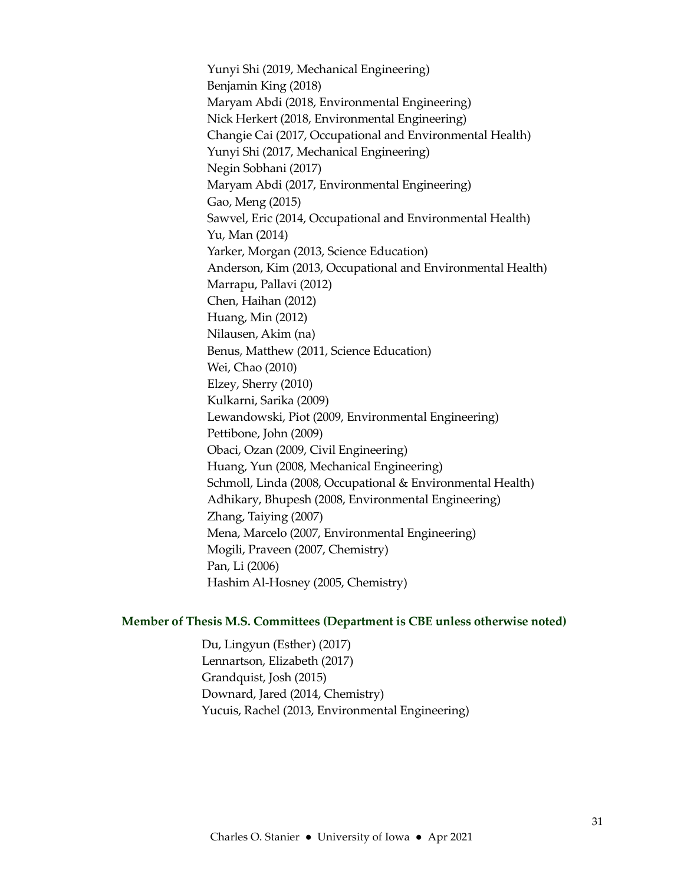Yunyi Shi (2019, Mechanical Engineering)
Benjamin King (2018)
Maryam Abdi (2018, Environmental Engineering)
Nick Herkert (2018, Environmental Engineering)
Changie Cai (2017, Occupational and Environmental Health)
Yunyi Shi (2017, Mechanical Engineering)
Negin Sobhani (2017)
Maryam Abdi (2017, Environmental Engineering)
Gao, Meng (2015)
Sawvel, Eric (2014, Occupational and Environmental Health)
Yu, Man (2014)
Yarker, Morgan (2013, Science Education)
Anderson, Kim (2013, Occupational and Environmental Health)
Marrapu, Pallavi (2012)
Chen, Haihan (2012)
Huang, Min (2012)
Nilausen, Akim (na)
Benus, Matthew (2011, Science Education)
Wei, Chao (2010)
Elzey, Sherry (2010)
Kulkarni, Sarika (2009)
Lewandowski, Piot (2009, Environmental Engineering)
Pettibone, John (2009)
Obaci, Ozan (2009, Civil Engineering)
Huang, Yun (2008, Mechanical Engineering)
Schmoll, Linda (2008, Occupational & Environmental Health)
Adhikary, Bhupesh (2008, Environmental Engineering)
Zhang, Taiying (2007)
Mena, Marcelo (2007, Environmental Engineering)
Mogili, Praveen (2007, Chemistry)
Pan, Li (2006)
Hashim Al-Hosney (2005, Chemistry)

### Member of Thesis M.S. Committees (Department is CBE unless otherwise noted)

Du, Lingyun (Esther) (2017)
Lennartson, Elizabeth (2017)
Grandquist, Josh (2015)
Downard, Jared (2014, Chemistry)
Yucuis, Rachel (2013, Environmental Engineering)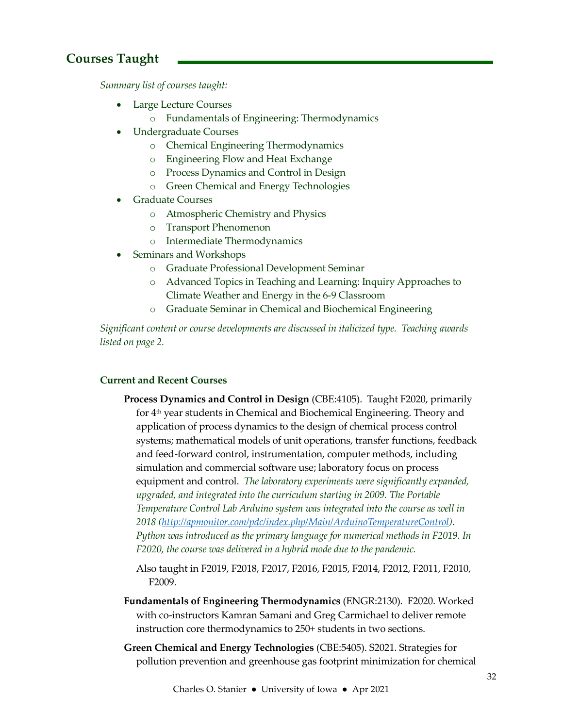## Courses Taught

*Summary list of courses taught:*

- Large Lecture Courses
    - Fundamentals of Engineering: Thermodynamics
- Undergraduate Courses
    - Chemical Engineering Thermodynamics
    - Engineering Flow and Heat Exchange
    - Process Dynamics and Control in Design
    - Green Chemical and Energy Technologies
- Graduate Courses
    - Atmospheric Chemistry and Physics
    - Transport Phenomenon
    - Intermediate Thermodynamics
- Seminars and Workshops
    - Graduate Professional Development Seminar
    - Advanced Topics in Teaching and Learning: Inquiry Approaches to Climate Weather and Energy in the 6-9 Classroom
    - Graduate Seminar in Chemical and Biochemical Engineering

*Significant content or course developments are discussed in italicized type. Teaching awards listed on page 2.*

### Current and Recent Courses

**Process Dynamics and Control in Design** (CBE:4105). Taught F2020, primarily for 4th year students in Chemical and Biochemical Engineering. Theory and application of process dynamics to the design of chemical process control systems; mathematical models of unit operations, transfer functions, feedback and feed-forward control, instrumentation, computer methods, including simulation and commercial software use; laboratory focus on process equipment and control. *The laboratory experiments were significantly expanded, upgraded, and integrated into the curriculum starting in 2009. The Portable Temperature Control Lab Arduino system was integrated into the course as well in 2018 ([http://apmonitor.com/pdc/index.php/Main/ArduinoTemperatureControl](http://apmonitor.com/pdc/index.php/Main/ArduinoTemperatureControl)). Python was introduced as the primary language for numerical methods in F2019. In F2020, the course was delivered in a hybrid mode due to the pandemic.*

Also taught in F2019, F2018, F2017, F2016, F2015, F2014, F2012, F2011, F2010, F2009.

**Fundamentals of Engineering Thermodynamics** (ENGR:2130). F2020. Worked with co-instructors Kamran Samani and Greg Carmichael to deliver remote instruction core thermodynamics to 250+ students in two sections.

**Green Chemical and Energy Technologies** (CBE:5405). S2021. Strategies for pollution prevention and greenhouse gas footprint minimization for chemical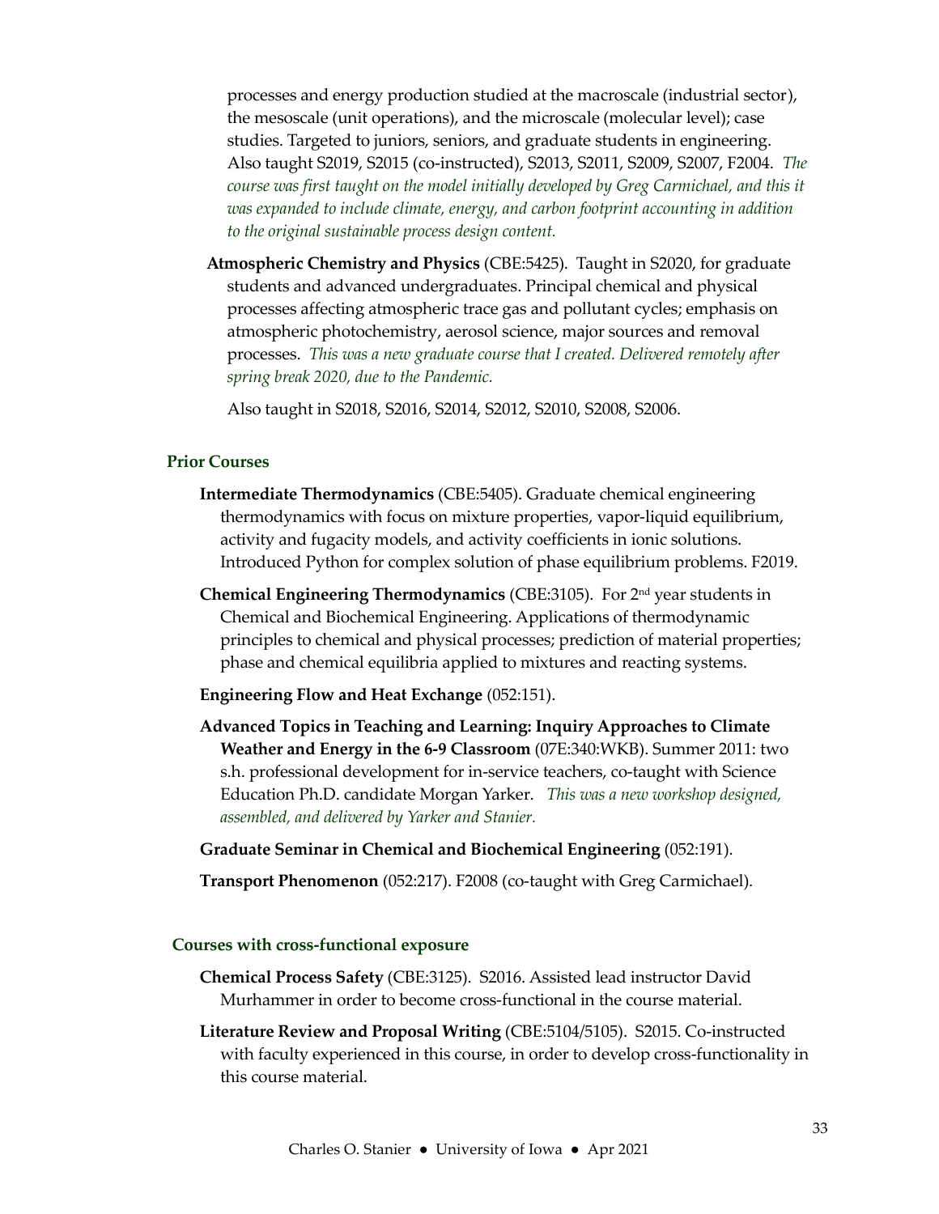processes and energy production studied at the macroscale (industrial sector), the mesoscale (unit operations), and the microscale (molecular level); case studies. Targeted to juniors, seniors, and graduate students in engineering. Also taught S2019, S2015 (co-instructed), S2013, S2011, S2009, S2007, F2004. *The course was first taught on the model initially developed by Greg Carmichael, and this it was expanded to include climate, energy, and carbon footprint accounting in addition to the original sustainable process design content.*

**Atmospheric Chemistry and Physics** (CBE:5425). Taught in S2020, for graduate students and advanced undergraduates. Principal chemical and physical processes affecting atmospheric trace gas and pollutant cycles; emphasis on atmospheric photochemistry, aerosol science, major sources and removal processes. *This was a new graduate course that I created. Delivered remotely after spring break 2020, due to the Pandemic.*

Also taught in S2018, S2016, S2014, S2012, S2010, S2008, S2006.

### Prior Courses

**Intermediate Thermodynamics** (CBE:5405). Graduate chemical engineering thermodynamics with focus on mixture properties, vapor-liquid equilibrium, activity and fugacity models, and activity coefficients in ionic solutions. Introduced Python for complex solution of phase equilibrium problems. F2019.

**Chemical Engineering Thermodynamics** (CBE:3105). For 2nd year students in Chemical and Biochemical Engineering. Applications of thermodynamic principles to chemical and physical processes; prediction of material properties; phase and chemical equilibria applied to mixtures and reacting systems.

**Engineering Flow and Heat Exchange** (052:151).

**Advanced Topics in Teaching and Learning: Inquiry Approaches to Climate Weather and Energy in the 6-9 Classroom** (07E:340:WKB). Summer 2011: two s.h. professional development for in-service teachers, co-taught with Science Education Ph.D. candidate Morgan Yarker. *This was a new workshop designed, assembled, and delivered by Yarker and Stanier.*

**Graduate Seminar in Chemical and Biochemical Engineering** (052:191).

**Transport Phenomenon** (052:217). F2008 (co-taught with Greg Carmichael).

### Courses with cross-functional exposure

**Chemical Process Safety** (CBE:3125). S2016. Assisted lead instructor David Murhammer in order to become cross-functional in the course material.

**Literature Review and Proposal Writing** (CBE:5104/5105). S2015. Co-instructed with faculty experienced in this course, in order to develop cross-functionality in this course material.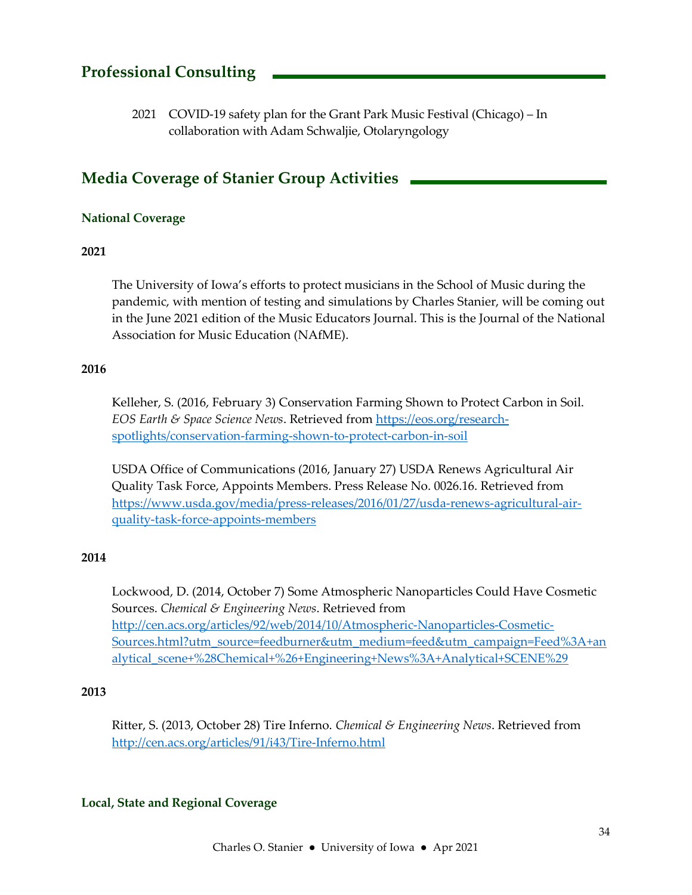## Professional Consulting

2021 COVID-19 safety plan for the Grant Park Music Festival (Chicago) – In collaboration with Adam Schwaljie, Otolaryngology

## Media Coverage of Stanier Group Activities

### National Coverage

**2021**

The University of Iowa's efforts to protect musicians in the School of Music during the pandemic, with mention of testing and simulations by Charles Stanier, will be coming out in the June 2021 edition of the Music Educators Journal. This is the Journal of the National Association for Music Education (NAfME).

**2016**

Kelleher, S. (2016, February 3) Conservation Farming Shown to Protect Carbon in Soil. *EOS Earth & Space Science News*. Retrieved from https://eos.org/research-spotlights/conservation-farming-shown-to-protect-carbon-in-soil

USDA Office of Communications (2016, January 27) USDA Renews Agricultural Air Quality Task Force, Appoints Members. Press Release No. 0026.16. Retrieved from https://www.usda.gov/media/press-releases/2016/01/27/usda-renews-agricultural-air-quality-task-force-appoints-members

**2014**

Lockwood, D. (2014, October 7) Some Atmospheric Nanoparticles Could Have Cosmetic Sources. *Chemical & Engineering News*. Retrieved from http://cen.acs.org/articles/92/web/2014/10/Atmospheric-Nanoparticles-Cosmetic-Sources.html?utm_source=feedburner&utm_medium=feed&utm_campaign=Feed%3A+analytical_scene+%28Chemical+%26+Engineering+News%3A+Analytical+SCENE%29

**2013**

Ritter, S. (2013, October 28) Tire Inferno. *Chemical & Engineering News*. Retrieved from http://cen.acs.org/articles/91/i43/Tire-Inferno.html

### Local, State and Regional Coverage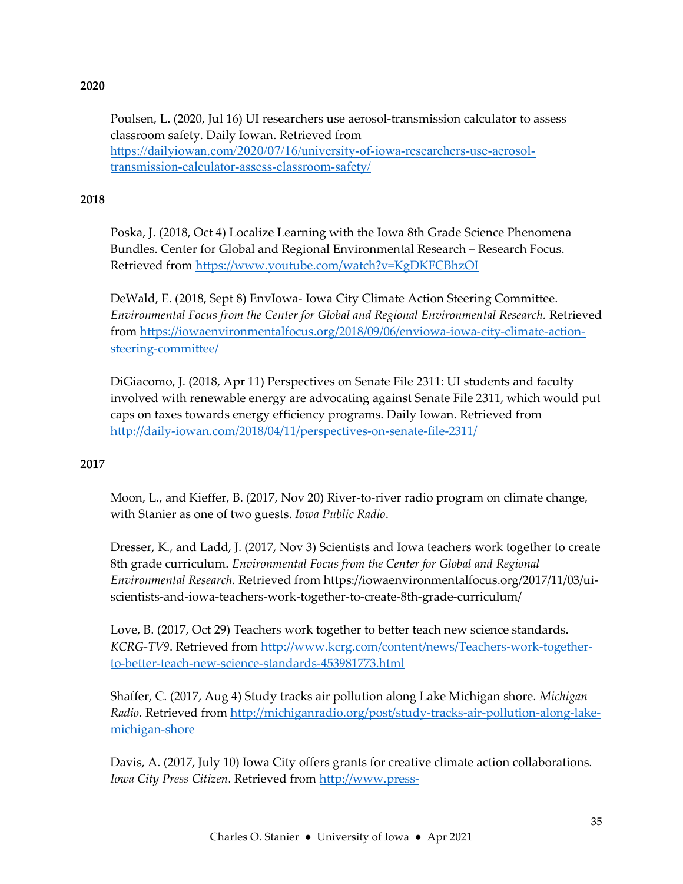**2020**

Poulsen, L. (2020, Jul 16) UI researchers use aerosol-transmission calculator to assess classroom safety. Daily Iowan. Retrieved from https://dailyiowan.com/2020/07/16/university-of-iowa-researchers-use-aerosol-transmission-calculator-assess-classroom-safety/

**2018**

Poska, J. (2018, Oct 4) Localize Learning with the Iowa 8th Grade Science Phenomena Bundles. Center for Global and Regional Environmental Research – Research Focus. Retrieved from https://www.youtube.com/watch?v=KgDKFCBhzOI

DeWald, E. (2018, Sept 8) EnvIowa- Iowa City Climate Action Steering Committee. *Environmental Focus from the Center for Global and Regional Environmental Research.* Retrieved from https://iowaenvironmentalfocus.org/2018/09/06/enviowa-iowa-city-climate-action-steering-committee/

DiGiacomo, J. (2018, Apr 11) Perspectives on Senate File 2311: UI students and faculty involved with renewable energy are advocating against Senate File 2311, which would put caps on taxes towards energy efficiency programs. Daily Iowan. Retrieved from http://daily-iowan.com/2018/04/11/perspectives-on-senate-file-2311/

**2017**

Moon, L., and Kieffer, B. (2017, Nov 20) River-to-river radio program on climate change, with Stanier as one of two guests. *Iowa Public Radio*.

Dresser, K., and Ladd, J. (2017, Nov 3) Scientists and Iowa teachers work together to create 8th grade curriculum. *Environmental Focus from the Center for Global and Regional Environmental Research.* Retrieved from https://iowaenvironmentalfocus.org/2017/11/03/ui-scientists-and-iowa-teachers-work-together-to-create-8th-grade-curriculum/

Love, B. (2017, Oct 29) Teachers work together to better teach new science standards. *KCRG-TV9*. Retrieved from http://www.kcrg.com/content/news/Teachers-work-together-to-better-teach-new-science-standards-453981773.html

Shaffer, C. (2017, Aug 4) Study tracks air pollution along Lake Michigan shore. *Michigan Radio*. Retrieved from http://michiganradio.org/post/study-tracks-air-pollution-along-lake-michigan-shore

Davis, A. (2017, July 10) Iowa City offers grants for creative climate action collaborations. *Iowa City Press Citizen*. Retrieved from http://www.press-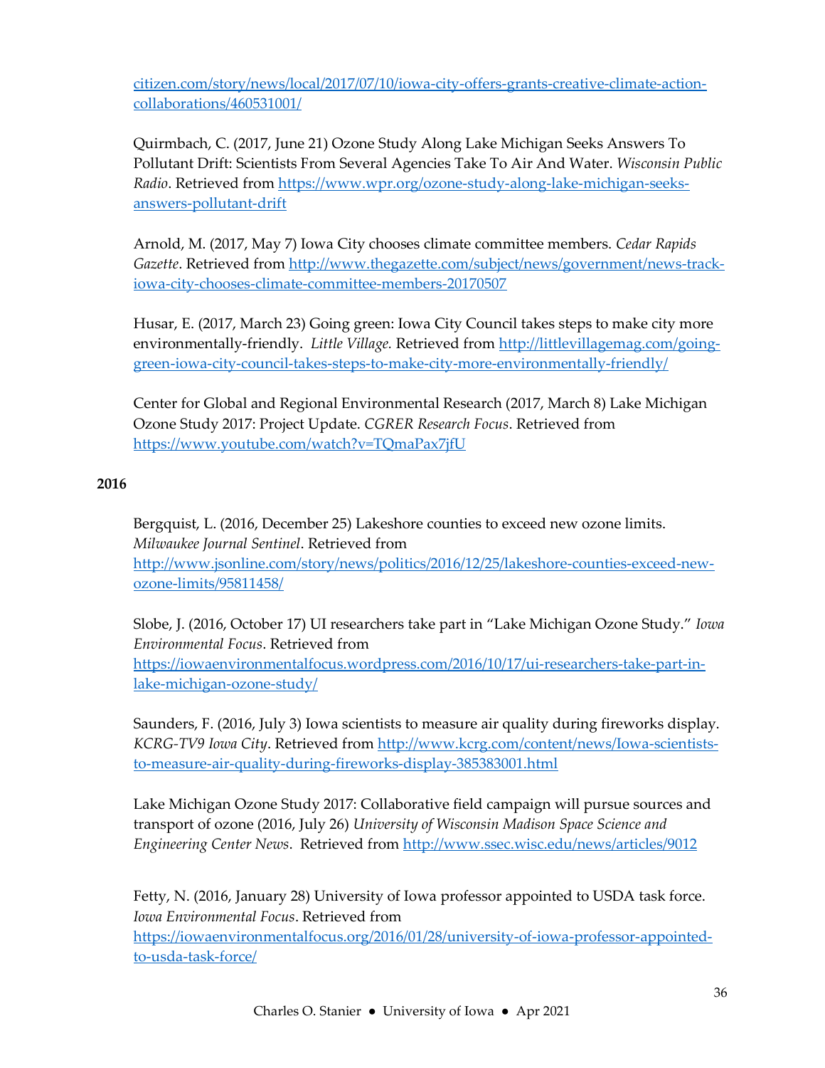[citizen.com/story/news/local/2017/07/10/iowa-city-offers-grants-creative-climate-action-collaborations/460531001/](citizen.com/story/news/local/2017/07/10/iowa-city-offers-grants-creative-climate-action-collaborations/460531001/)

Quirmbach, C. (2017, June 21) Ozone Study Along Lake Michigan Seeks Answers To Pollutant Drift: Scientists From Several Agencies Take To Air And Water. *Wisconsin Public Radio*. Retrieved from [https://www.wpr.org/ozone-study-along-lake-michigan-seeks-answers-pollutant-drift](https://www.wpr.org/ozone-study-along-lake-michigan-seeks-answers-pollutant-drift)

Arnold, M. (2017, May 7) Iowa City chooses climate committee members. *Cedar Rapids Gazette*. Retrieved from [http://www.thegazette.com/subject/news/government/news-track-iowa-city-chooses-climate-committee-members-20170507](http://www.thegazette.com/subject/news/government/news-track-iowa-city-chooses-climate-committee-members-20170507)

Husar, E. (2017, March 23) Going green: Iowa City Council takes steps to make city more environmentally-friendly. *Little Village.* Retrieved from [http://littlevillagemag.com/going-green-iowa-city-council-takes-steps-to-make-city-more-environmentally-friendly/](http://littlevillagemag.com/going-green-iowa-city-council-takes-steps-to-make-city-more-environmentally-friendly/)

Center for Global and Regional Environmental Research (2017, March 8) Lake Michigan Ozone Study 2017: Project Update. *CGRER Research Focus*. Retrieved from [https://www.youtube.com/watch?v=TQmaPax7jfU](https://www.youtube.com/watch?v=TQmaPax7jfU)

**2016**

Bergquist, L. (2016, December 25) Lakeshore counties to exceed new ozone limits. *Milwaukee Journal Sentinel*. Retrieved from [http://www.jsonline.com/story/news/politics/2016/12/25/lakeshore-counties-exceed-new-ozone-limits/95811458/](http://www.jsonline.com/story/news/politics/2016/12/25/lakeshore-counties-exceed-new-ozone-limits/95811458/)

Slobe, J. (2016, October 17) UI researchers take part in "Lake Michigan Ozone Study." *Iowa Environmental Focus*. Retrieved from [https://iowaenvironmentalfocus.wordpress.com/2016/10/17/ui-researchers-take-part-in-lake-michigan-ozone-study/](https://iowaenvironmentalfocus.wordpress.com/2016/10/17/ui-researchers-take-part-in-lake-michigan-ozone-study/)

Saunders, F. (2016, July 3) Iowa scientists to measure air quality during fireworks display. *KCRG-TV9 Iowa City*. Retrieved from [http://www.kcrg.com/content/news/Iowa-scientists-to-measure-air-quality-during-fireworks-display-385383001.html](http://www.kcrg.com/content/news/Iowa-scientists-to-measure-air-quality-during-fireworks-display-385383001.html)

Lake Michigan Ozone Study 2017: Collaborative field campaign will pursue sources and transport of ozone (2016, July 26) *University of Wisconsin Madison Space Science and Engineering Center News*. Retrieved from [http://www.ssec.wisc.edu/news/articles/9012](http://www.ssec.wisc.edu/news/articles/9012)

Fetty, N. (2016, January 28) University of Iowa professor appointed to USDA task force. *Iowa Environmental Focus*. Retrieved from [https://iowaenvironmentalfocus.org/2016/01/28/university-of-iowa-professor-appointed-to-usda-task-force/](https://iowaenvironmentalfocus.org/2016/01/28/university-of-iowa-professor-appointed-to-usda-task-force/)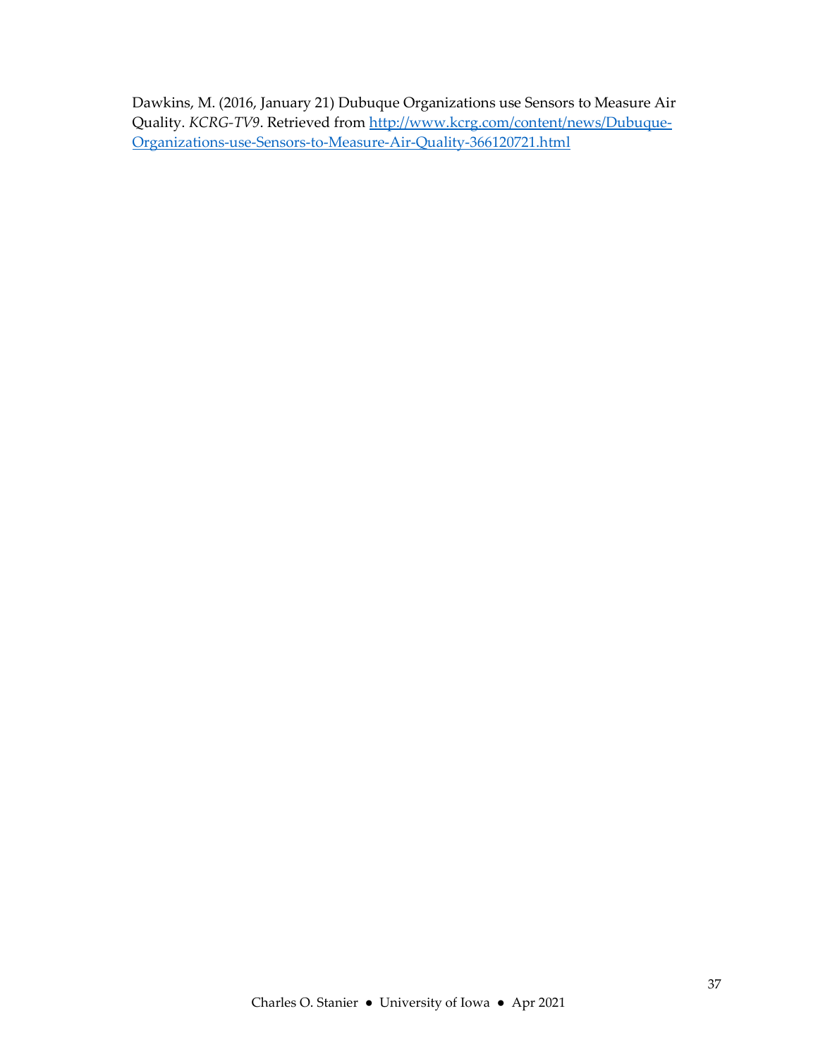Dawkins, M. (2016, January 21) Dubuque Organizations use Sensors to Measure Air Quality. *KCRG-TV9*. Retrieved from [http://www.kcrg.com/content/news/Dubuque-Organizations-use-Sensors-to-Measure-Air-Quality-366120721.html](http://www.kcrg.com/content/news/Dubuque-Organizations-use-Sensors-to-Measure-Air-Quality-366120721.html)